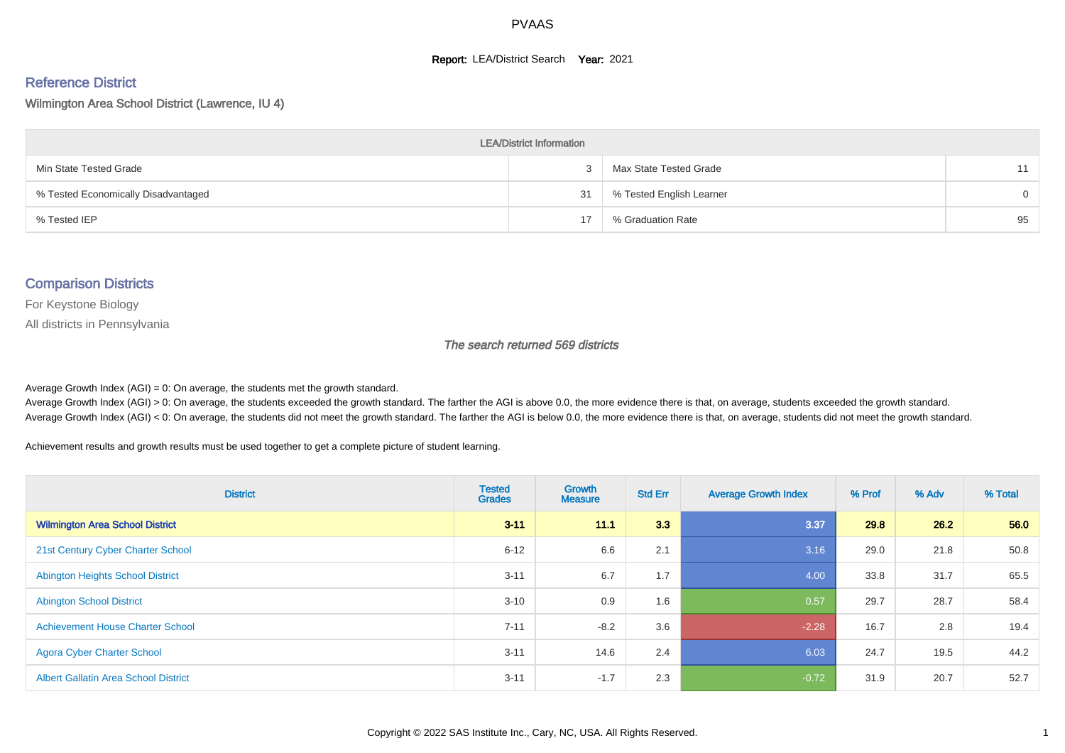# PVAAS

**Report:** LEA/District Search **Year:** 2021

## Reference District

Wilmington Area School District (Lawrence, IU 4)

| LEA/District Information | | | |
|---|---|---|---|
| Min State Tested Grade | 3 | Max State Tested Grade | 11 |
| % Tested Economically Disadvantaged | 31 | % Tested English Learner | 0 |
| % Tested IEP | 17 | % Graduation Rate | 95 |

## Comparison Districts

For Keystone Biology

All districts in Pennsylvania

*The search returned 569 districts*

Average Growth Index (AGI) = 0: On average, the students met the growth standard.

Average Growth Index (AGI) > 0: On average, the students exceeded the growth standard. The farther the AGI is above 0.0, the more evidence there is that, on average, students exceeded the growth standard.

Average Growth Index (AGI) < 0: On average, the students did not meet the growth standard. The farther the AGI is below 0.0, the more evidence there is that, on average, students did not meet the growth standard.

Achievement results and growth results must be used together to get a complete picture of student learning.

| District | Tested Grades | Growth Measure | Std Err | Average Growth Index | % Prof | % Adv | % Total |
|---|---|---|---|---|---|---|---|
| **Wilmington Area School District** | **3-11** | **11.1** | **3.3** | **3.37** | **29.8** | **26.2** | **56.0** |
| 21st Century Cyber Charter School | 6-12 | 6.6 | 2.1 | 3.16 | 29.0 | 21.8 | 50.8 |
| Abington Heights School District | 3-11 | 6.7 | 1.7 | 4.00 | 33.8 | 31.7 | 65.5 |
| Abington School District | 3-10 | 0.9 | 1.6 | 0.57 | 29.7 | 28.7 | 58.4 |
| Achievement House Charter School | 7-11 | -8.2 | 3.6 | -2.28 | 16.7 | 2.8 | 19.4 |
| Agora Cyber Charter School | 3-11 | 14.6 | 2.4 | 6.03 | 24.7 | 19.5 | 44.2 |
| Albert Gallatin Area School District | 3-11 | -1.7 | 2.3 | -0.72 | 31.9 | 20.7 | 52.7 |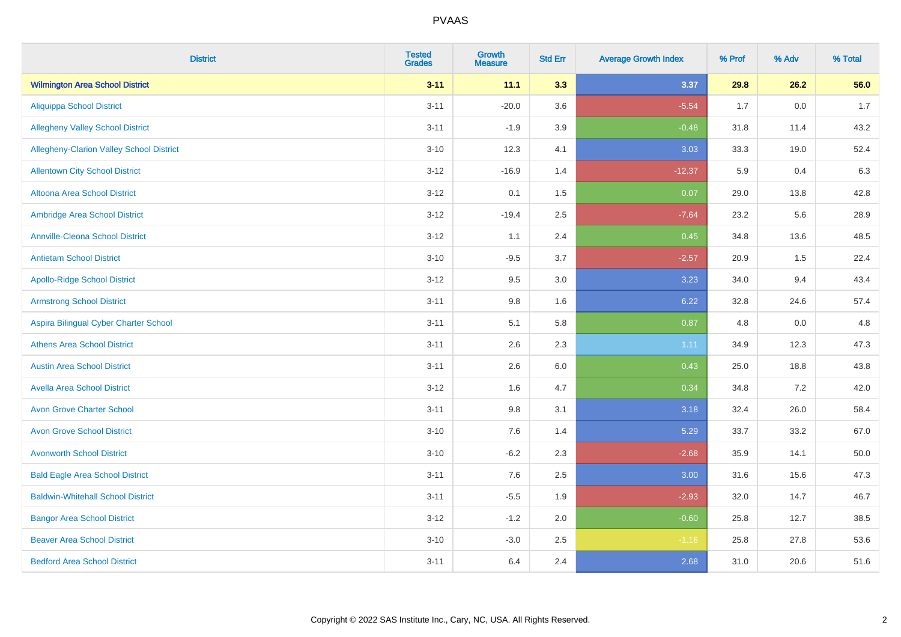# PVAAS

| District | Tested Grades | Growth Measure | Std Err | Average Growth Index | % Prof | % Adv | % Total |
|---|---|---|---|---|---|---|---|
| **Wilmington Area School District** | **3-11** | **11.1** | **3.3** | **3.37** | **29.8** | **26.2** | **56.0** |
| Aliquippa School District | 3-11 | -20.0 | 3.6 | -5.54 | 1.7 | 0.0 | 1.7 |
| Allegheny Valley School District | 3-11 | -1.9 | 3.9 | -0.48 | 31.8 | 11.4 | 43.2 |
| Allegheny-Clarion Valley School District | 3-10 | 12.3 | 4.1 | 3.03 | 33.3 | 19.0 | 52.4 |
| Allentown City School District | 3-12 | -16.9 | 1.4 | -12.37 | 5.9 | 0.4 | 6.3 |
| Altoona Area School District | 3-12 | 0.1 | 1.5 | 0.07 | 29.0 | 13.8 | 42.8 |
| Ambridge Area School District | 3-12 | -19.4 | 2.5 | -7.64 | 23.2 | 5.6 | 28.9 |
| Annville-Cleona School District | 3-12 | 1.1 | 2.4 | 0.45 | 34.8 | 13.6 | 48.5 |
| Antietam School District | 3-10 | -9.5 | 3.7 | -2.57 | 20.9 | 1.5 | 22.4 |
| Apollo-Ridge School District | 3-12 | 9.5 | 3.0 | 3.23 | 34.0 | 9.4 | 43.4 |
| Armstrong School District | 3-11 | 9.8 | 1.6 | 6.22 | 32.8 | 24.6 | 57.4 |
| Aspira Bilingual Cyber Charter School | 3-11 | 5.1 | 5.8 | 0.87 | 4.8 | 0.0 | 4.8 |
| Athens Area School District | 3-11 | 2.6 | 2.3 | 1.11 | 34.9 | 12.3 | 47.3 |
| Austin Area School District | 3-11 | 2.6 | 6.0 | 0.43 | 25.0 | 18.8 | 43.8 |
| Avella Area School District | 3-12 | 1.6 | 4.7 | 0.34 | 34.8 | 7.2 | 42.0 |
| Avon Grove Charter School | 3-11 | 9.8 | 3.1 | 3.18 | 32.4 | 26.0 | 58.4 |
| Avon Grove School District | 3-10 | 7.6 | 1.4 | 5.29 | 33.7 | 33.2 | 67.0 |
| Avonworth School District | 3-10 | -6.2 | 2.3 | -2.68 | 35.9 | 14.1 | 50.0 |
| Bald Eagle Area School District | 3-11 | 7.6 | 2.5 | 3.00 | 31.6 | 15.6 | 47.3 |
| Baldwin-Whitehall School District | 3-11 | -5.5 | 1.9 | -2.93 | 32.0 | 14.7 | 46.7 |
| Bangor Area School District | 3-12 | -1.2 | 2.0 | -0.60 | 25.8 | 12.7 | 38.5 |
| Beaver Area School District | 3-10 | -3.0 | 2.5 | -1.16 | 25.8 | 27.8 | 53.6 |
| Bedford Area School District | 3-11 | 6.4 | 2.4 | 2.68 | 31.0 | 20.6 | 51.6 |

Copyright © 2022 SAS Institute Inc., Cary, NC, USA. All Rights Reserved.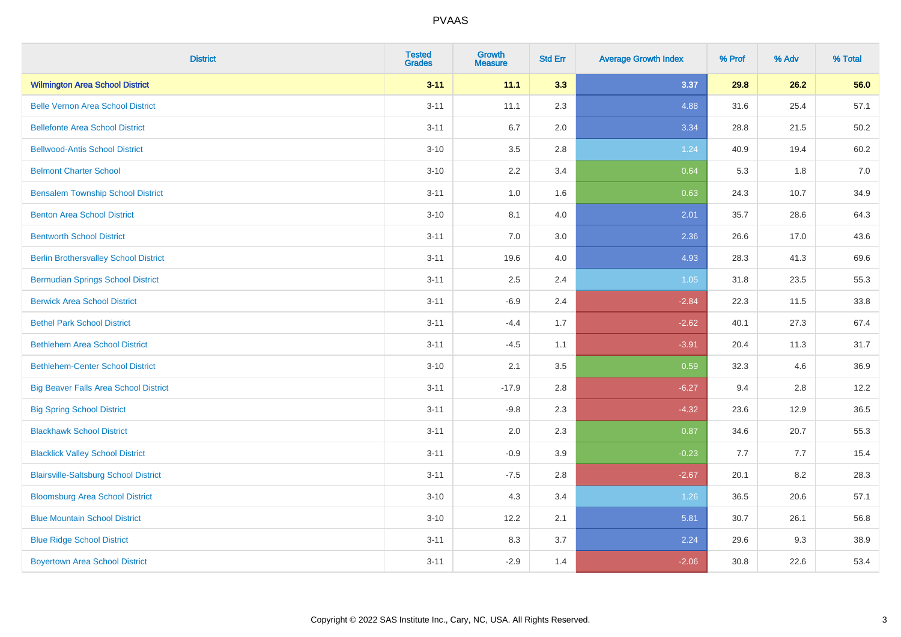| District | Tested Grades | Growth Measure | Std Err | Average Growth Index | % Prof | % Adv | % Total |
|---|---|---|---|---|---|---|---|
| **Wilmington Area School District** | **3-11** | **11.1** | **3.3** | **3.37** | **29.8** | **26.2** | **56.0** |
| Belle Vernon Area School District | 3-11 | 11.1 | 2.3 | 4.88 | 31.6 | 25.4 | 57.1 |
| Bellefonte Area School District | 3-11 | 6.7 | 2.0 | 3.34 | 28.8 | 21.5 | 50.2 |
| Bellwood-Antis School District | 3-10 | 3.5 | 2.8 | 1.24 | 40.9 | 19.4 | 60.2 |
| Belmont Charter School | 3-10 | 2.2 | 3.4 | 0.64 | 5.3 | 1.8 | 7.0 |
| Bensalem Township School District | 3-11 | 1.0 | 1.6 | 0.63 | 24.3 | 10.7 | 34.9 |
| Benton Area School District | 3-10 | 8.1 | 4.0 | 2.01 | 35.7 | 28.6 | 64.3 |
| Bentworth School District | 3-11 | 7.0 | 3.0 | 2.36 | 26.6 | 17.0 | 43.6 |
| Berlin Brothersvalley School District | 3-11 | 19.6 | 4.0 | 4.93 | 28.3 | 41.3 | 69.6 |
| Bermudian Springs School District | 3-11 | 2.5 | 2.4 | 1.05 | 31.8 | 23.5 | 55.3 |
| Berwick Area School District | 3-11 | -6.9 | 2.4 | -2.84 | 22.3 | 11.5 | 33.8 |
| Bethel Park School District | 3-11 | -4.4 | 1.7 | -2.62 | 40.1 | 27.3 | 67.4 |
| Bethlehem Area School District | 3-11 | -4.5 | 1.1 | -3.91 | 20.4 | 11.3 | 31.7 |
| Bethlehem-Center School District | 3-10 | 2.1 | 3.5 | 0.59 | 32.3 | 4.6 | 36.9 |
| Big Beaver Falls Area School District | 3-11 | -17.9 | 2.8 | -6.27 | 9.4 | 2.8 | 12.2 |
| Big Spring School District | 3-11 | -9.8 | 2.3 | -4.32 | 23.6 | 12.9 | 36.5 |
| Blackhawk School District | 3-11 | 2.0 | 2.3 | 0.87 | 34.6 | 20.7 | 55.3 |
| Blacklick Valley School District | 3-11 | -0.9 | 3.9 | -0.23 | 7.7 | 7.7 | 15.4 |
| Blairsville-Saltsburg School District | 3-11 | -7.5 | 2.8 | -2.67 | 20.1 | 8.2 | 28.3 |
| Bloomsburg Area School District | 3-10 | 4.3 | 3.4 | 1.26 | 36.5 | 20.6 | 57.1 |
| Blue Mountain School District | 3-10 | 12.2 | 2.1 | 5.81 | 30.7 | 26.1 | 56.8 |
| Blue Ridge School District | 3-11 | 8.3 | 3.7 | 2.24 | 29.6 | 9.3 | 38.9 |
| Boyertown Area School District | 3-11 | -2.9 | 1.4 | -2.06 | 30.8 | 22.6 | 53.4 |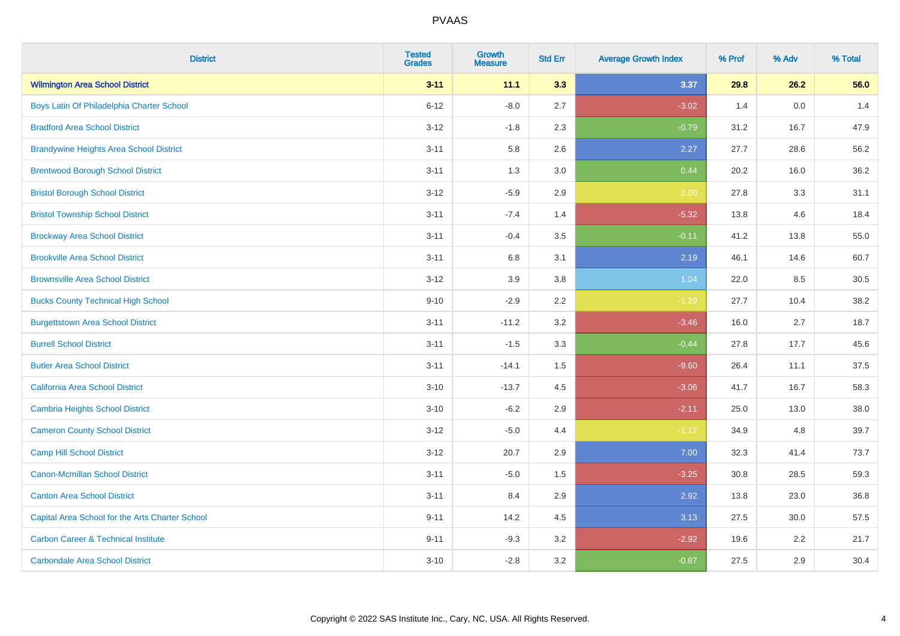# PVAAS

| District | Tested Grades | Growth Measure | Std Err | Average Growth Index | % Prof | % Adv | % Total |
|---|---|---|---|---|---|---|---|
| **Wilmington Area School District** | **3-11** | **11.1** | **3.3** | **3.37** | **29.8** | **26.2** | **56.0** |
| Boys Latin Of Philadelphia Charter School | 6-12 | -8.0 | 2.7 | -3.02 | 1.4 | 0.0 | 1.4 |
| Bradford Area School District | 3-12 | -1.8 | 2.3 | -0.79 | 31.2 | 16.7 | 47.9 |
| Brandywine Heights Area School District | 3-11 | 5.8 | 2.6 | 2.27 | 27.7 | 28.6 | 56.2 |
| Brentwood Borough School District | 3-11 | 1.3 | 3.0 | 0.44 | 20.2 | 16.0 | 36.2 |
| Bristol Borough School District | 3-12 | -5.9 | 2.9 | -2.00 | 27.8 | 3.3 | 31.1 |
| Bristol Township School District | 3-11 | -7.4 | 1.4 | -5.32 | 13.8 | 4.6 | 18.4 |
| Brockway Area School District | 3-11 | -0.4 | 3.5 | -0.11 | 41.2 | 13.8 | 55.0 |
| Brookville Area School District | 3-11 | 6.8 | 3.1 | 2.19 | 46.1 | 14.6 | 60.7 |
| Brownsville Area School District | 3-12 | 3.9 | 3.8 | 1.04 | 22.0 | 8.5 | 30.5 |
| Bucks County Technical High School | 9-10 | -2.9 | 2.2 | -1.29 | 27.7 | 10.4 | 38.2 |
| Burgettstown Area School District | 3-11 | -11.2 | 3.2 | -3.46 | 16.0 | 2.7 | 18.7 |
| Burrell School District | 3-11 | -1.5 | 3.3 | -0.44 | 27.8 | 17.7 | 45.6 |
| Butler Area School District | 3-11 | -14.1 | 1.5 | -9.60 | 26.4 | 11.1 | 37.5 |
| California Area School District | 3-10 | -13.7 | 4.5 | -3.06 | 41.7 | 16.7 | 58.3 |
| Cambria Heights School District | 3-10 | -6.2 | 2.9 | -2.11 | 25.0 | 13.0 | 38.0 |
| Cameron County School District | 3-12 | -5.0 | 4.4 | -1.12 | 34.9 | 4.8 | 39.7 |
| Camp Hill School District | 3-12 | 20.7 | 2.9 | 7.00 | 32.3 | 41.4 | 73.7 |
| Canon-Mcmillan School District | 3-11 | -5.0 | 1.5 | -3.25 | 30.8 | 28.5 | 59.3 |
| Canton Area School District | 3-11 | 8.4 | 2.9 | 2.92 | 13.8 | 23.0 | 36.8 |
| Capital Area School for the Arts Charter School | 9-11 | 14.2 | 4.5 | 3.13 | 27.5 | 30.0 | 57.5 |
| Carbon Career & Technical Institute | 9-11 | -9.3 | 3.2 | -2.92 | 19.6 | 2.2 | 21.7 |
| Carbondale Area School District | 3-10 | -2.8 | 3.2 | -0.87 | 27.5 | 2.9 | 30.4 |

Copyright © 2022 SAS Institute Inc., Cary, NC, USA. All Rights Reserved.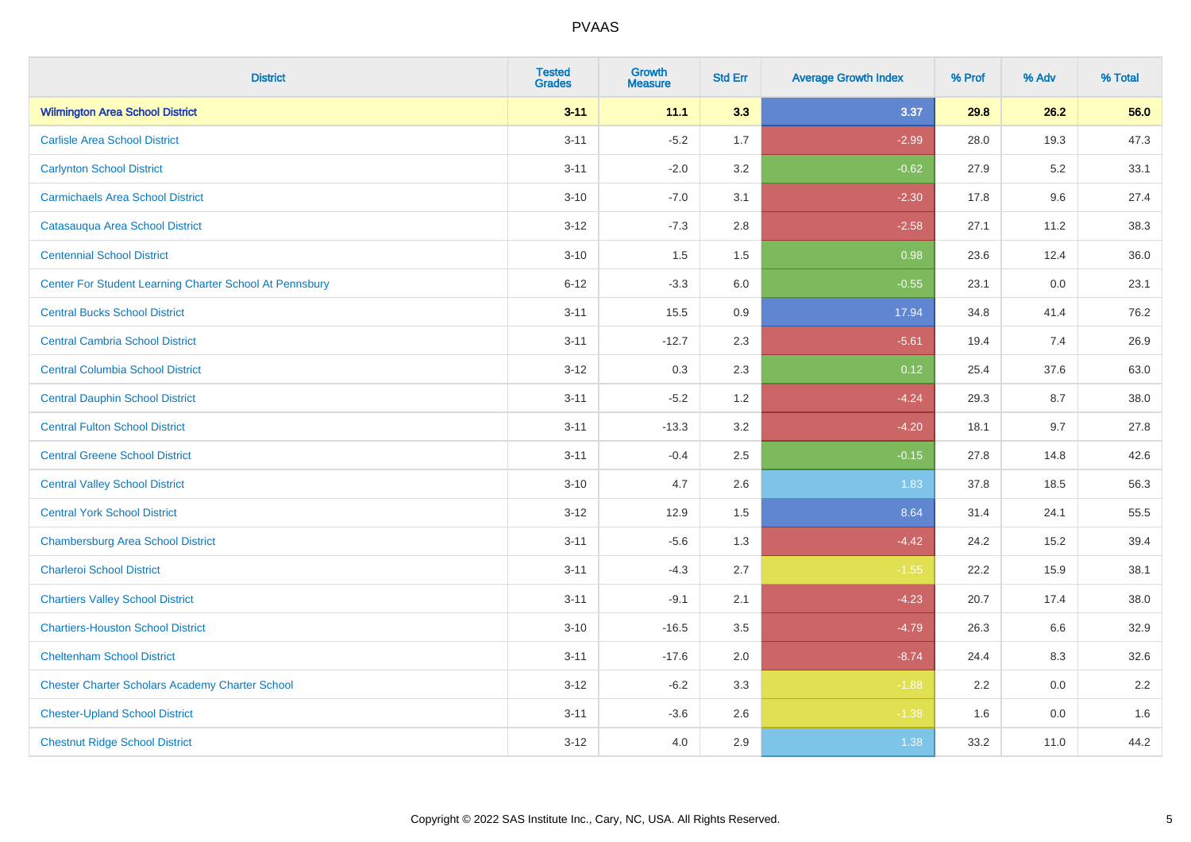# PVAAS

| District | Tested Grades | Growth Measure | Std Err | Average Growth Index | % Prof | % Adv | % Total |
|---|---|---|---|---|---|---|---|
| **Wilmington Area School District** | **3-11** | **11.1** | **3.3** | **3.37** | **29.8** | **26.2** | **56.0** |
| Carlisle Area School District | 3-11 | -5.2 | 1.7 | -2.99 | 28.0 | 19.3 | 47.3 |
| Carlynton School District | 3-11 | -2.0 | 3.2 | -0.62 | 27.9 | 5.2 | 33.1 |
| Carmichaels Area School District | 3-10 | -7.0 | 3.1 | -2.30 | 17.8 | 9.6 | 27.4 |
| Catasauqua Area School District | 3-12 | -7.3 | 2.8 | -2.58 | 27.1 | 11.2 | 38.3 |
| Centennial School District | 3-10 | 1.5 | 1.5 | 0.98 | 23.6 | 12.4 | 36.0 |
| Center For Student Learning Charter School At Pennsbury | 6-12 | -3.3 | 6.0 | -0.55 | 23.1 | 0.0 | 23.1 |
| Central Bucks School District | 3-11 | 15.5 | 0.9 | 17.94 | 34.8 | 41.4 | 76.2 |
| Central Cambria School District | 3-11 | -12.7 | 2.3 | -5.61 | 19.4 | 7.4 | 26.9 |
| Central Columbia School District | 3-12 | 0.3 | 2.3 | 0.12 | 25.4 | 37.6 | 63.0 |
| Central Dauphin School District | 3-11 | -5.2 | 1.2 | -4.24 | 29.3 | 8.7 | 38.0 |
| Central Fulton School District | 3-11 | -13.3 | 3.2 | -4.20 | 18.1 | 9.7 | 27.8 |
| Central Greene School District | 3-11 | -0.4 | 2.5 | -0.15 | 27.8 | 14.8 | 42.6 |
| Central Valley School District | 3-10 | 4.7 | 2.6 | 1.83 | 37.8 | 18.5 | 56.3 |
| Central York School District | 3-12 | 12.9 | 1.5 | 8.64 | 31.4 | 24.1 | 55.5 |
| Chambersburg Area School District | 3-11 | -5.6 | 1.3 | -4.42 | 24.2 | 15.2 | 39.4 |
| Charleroi School District | 3-11 | -4.3 | 2.7 | -1.55 | 22.2 | 15.9 | 38.1 |
| Chartiers Valley School District | 3-11 | -9.1 | 2.1 | -4.23 | 20.7 | 17.4 | 38.0 |
| Chartiers-Houston School District | 3-10 | -16.5 | 3.5 | -4.79 | 26.3 | 6.6 | 32.9 |
| Cheltenham School District | 3-11 | -17.6 | 2.0 | -8.74 | 24.4 | 8.3 | 32.6 |
| Chester Charter Scholars Academy Charter School | 3-12 | -6.2 | 3.3 | -1.88 | 2.2 | 0.0 | 2.2 |
| Chester-Upland School District | 3-11 | -3.6 | 2.6 | -1.38 | 1.6 | 0.0 | 1.6 |
| Chestnut Ridge School District | 3-12 | 4.0 | 2.9 | 1.38 | 33.2 | 11.0 | 44.2 |

Copyright © 2022 SAS Institute Inc., Cary, NC, USA. All Rights Reserved.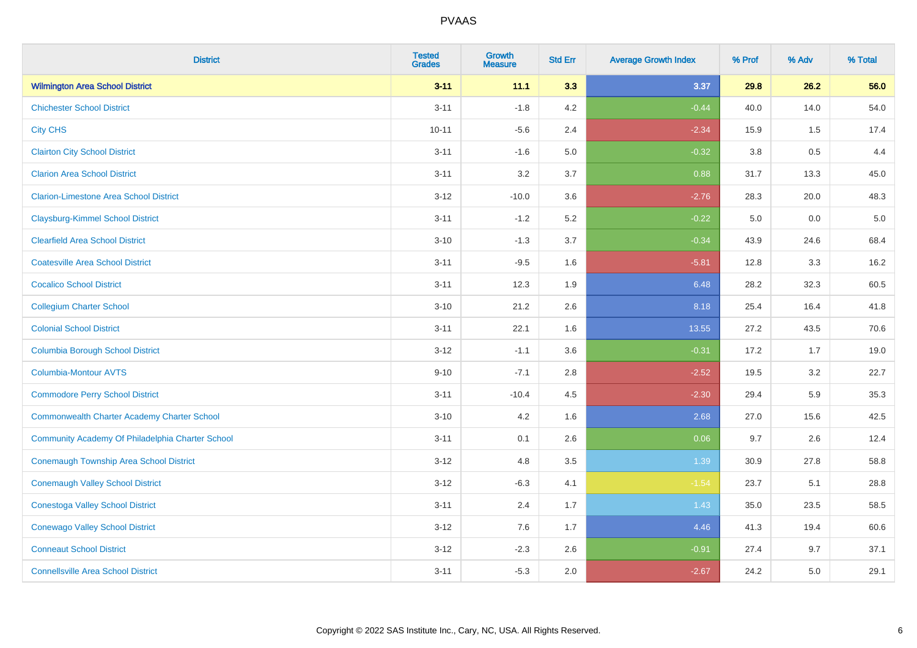| District | Tested Grades | Growth Measure | Std Err | Average Growth Index | % Prof | % Adv | % Total |
|---|---|---|---|---|---|---|---|
| **Wilmington Area School District** | **3-11** | **11.1** | **3.3** | **3.37** | **29.8** | **26.2** | **56.0** |
| Chichester School District | 3-11 | -1.8 | 4.2 | -0.44 | 40.0 | 14.0 | 54.0 |
| City CHS | 10-11 | -5.6 | 2.4 | -2.34 | 15.9 | 1.5 | 17.4 |
| Clairton City School District | 3-11 | -1.6 | 5.0 | -0.32 | 3.8 | 0.5 | 4.4 |
| Clarion Area School District | 3-11 | 3.2 | 3.7 | 0.88 | 31.7 | 13.3 | 45.0 |
| Clarion-Limestone Area School District | 3-12 | -10.0 | 3.6 | -2.76 | 28.3 | 20.0 | 48.3 |
| Claysburg-Kimmel School District | 3-11 | -1.2 | 5.2 | -0.22 | 5.0 | 0.0 | 5.0 |
| Clearfield Area School District | 3-10 | -1.3 | 3.7 | -0.34 | 43.9 | 24.6 | 68.4 |
| Coatesville Area School District | 3-11 | -9.5 | 1.6 | -5.81 | 12.8 | 3.3 | 16.2 |
| Cocalico School District | 3-11 | 12.3 | 1.9 | 6.48 | 28.2 | 32.3 | 60.5 |
| Collegium Charter School | 3-10 | 21.2 | 2.6 | 8.18 | 25.4 | 16.4 | 41.8 |
| Colonial School District | 3-11 | 22.1 | 1.6 | 13.55 | 27.2 | 43.5 | 70.6 |
| Columbia Borough School District | 3-12 | -1.1 | 3.6 | -0.31 | 17.2 | 1.7 | 19.0 |
| Columbia-Montour AVTS | 9-10 | -7.1 | 2.8 | -2.52 | 19.5 | 3.2 | 22.7 |
| Commodore Perry School District | 3-11 | -10.4 | 4.5 | -2.30 | 29.4 | 5.9 | 35.3 |
| Commonwealth Charter Academy Charter School | 3-10 | 4.2 | 1.6 | 2.68 | 27.0 | 15.6 | 42.5 |
| Community Academy Of Philadelphia Charter School | 3-11 | 0.1 | 2.6 | 0.06 | 9.7 | 2.6 | 12.4 |
| Conemaugh Township Area School District | 3-12 | 4.8 | 3.5 | 1.39 | 30.9 | 27.8 | 58.8 |
| Conemaugh Valley School District | 3-12 | -6.3 | 4.1 | -1.54 | 23.7 | 5.1 | 28.8 |
| Conestoga Valley School District | 3-11 | 2.4 | 1.7 | 1.43 | 35.0 | 23.5 | 58.5 |
| Conewago Valley School District | 3-12 | 7.6 | 1.7 | 4.46 | 41.3 | 19.4 | 60.6 |
| Conneaut School District | 3-12 | -2.3 | 2.6 | -0.91 | 27.4 | 9.7 | 37.1 |
| Connellsville Area School District | 3-11 | -5.3 | 2.0 | -2.67 | 24.2 | 5.0 | 29.1 |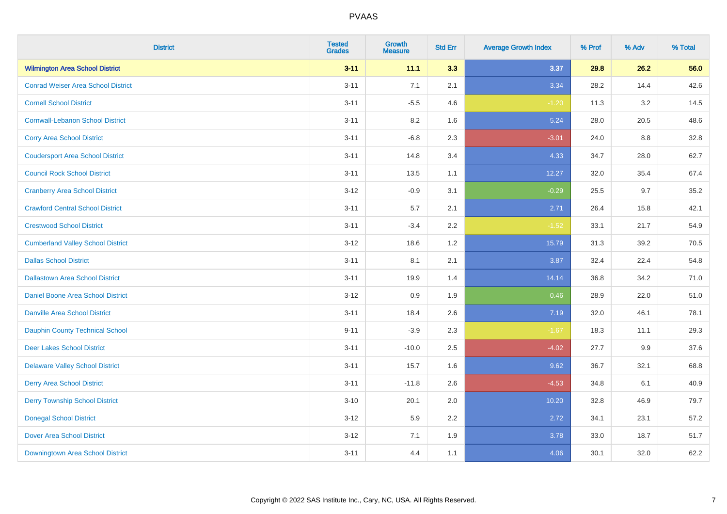| District | Tested Grades | Growth Measure | Std Err | Average Growth Index | % Prof | % Adv | % Total |
|---|---|---|---|---|---|---|---|
| **Wilmington Area School District** | **3-11** | **11.1** | **3.3** | **3.37** | **29.8** | **26.2** | **56.0** |
| Conrad Weiser Area School District | 3-11 | 7.1 | 2.1 | 3.34 | 28.2 | 14.4 | 42.6 |
| Cornell School District | 3-11 | -5.5 | 4.6 | -1.20 | 11.3 | 3.2 | 14.5 |
| Cornwall-Lebanon School District | 3-11 | 8.2 | 1.6 | 5.24 | 28.0 | 20.5 | 48.6 |
| Corry Area School District | 3-11 | -6.8 | 2.3 | -3.01 | 24.0 | 8.8 | 32.8 |
| Coudersport Area School District | 3-11 | 14.8 | 3.4 | 4.33 | 34.7 | 28.0 | 62.7 |
| Council Rock School District | 3-11 | 13.5 | 1.1 | 12.27 | 32.0 | 35.4 | 67.4 |
| Cranberry Area School District | 3-12 | -0.9 | 3.1 | -0.29 | 25.5 | 9.7 | 35.2 |
| Crawford Central School District | 3-11 | 5.7 | 2.1 | 2.71 | 26.4 | 15.8 | 42.1 |
| Crestwood School District | 3-11 | -3.4 | 2.2 | -1.52 | 33.1 | 21.7 | 54.9 |
| Cumberland Valley School District | 3-12 | 18.6 | 1.2 | 15.79 | 31.3 | 39.2 | 70.5 |
| Dallas School District | 3-11 | 8.1 | 2.1 | 3.87 | 32.4 | 22.4 | 54.8 |
| Dallastown Area School District | 3-11 | 19.9 | 1.4 | 14.14 | 36.8 | 34.2 | 71.0 |
| Daniel Boone Area School District | 3-12 | 0.9 | 1.9 | 0.46 | 28.9 | 22.0 | 51.0 |
| Danville Area School District | 3-11 | 18.4 | 2.6 | 7.19 | 32.0 | 46.1 | 78.1 |
| Dauphin County Technical School | 9-11 | -3.9 | 2.3 | -1.67 | 18.3 | 11.1 | 29.3 |
| Deer Lakes School District | 3-11 | -10.0 | 2.5 | -4.02 | 27.7 | 9.9 | 37.6 |
| Delaware Valley School District | 3-11 | 15.7 | 1.6 | 9.62 | 36.7 | 32.1 | 68.8 |
| Derry Area School District | 3-11 | -11.8 | 2.6 | -4.53 | 34.8 | 6.1 | 40.9 |
| Derry Township School District | 3-10 | 20.1 | 2.0 | 10.20 | 32.8 | 46.9 | 79.7 |
| Donegal School District | 3-12 | 5.9 | 2.2 | 2.72 | 34.1 | 23.1 | 57.2 |
| Dover Area School District | 3-12 | 7.1 | 1.9 | 3.78 | 33.0 | 18.7 | 51.7 |
| Downingtown Area School District | 3-11 | 4.4 | 1.1 | 4.06 | 30.1 | 32.0 | 62.2 |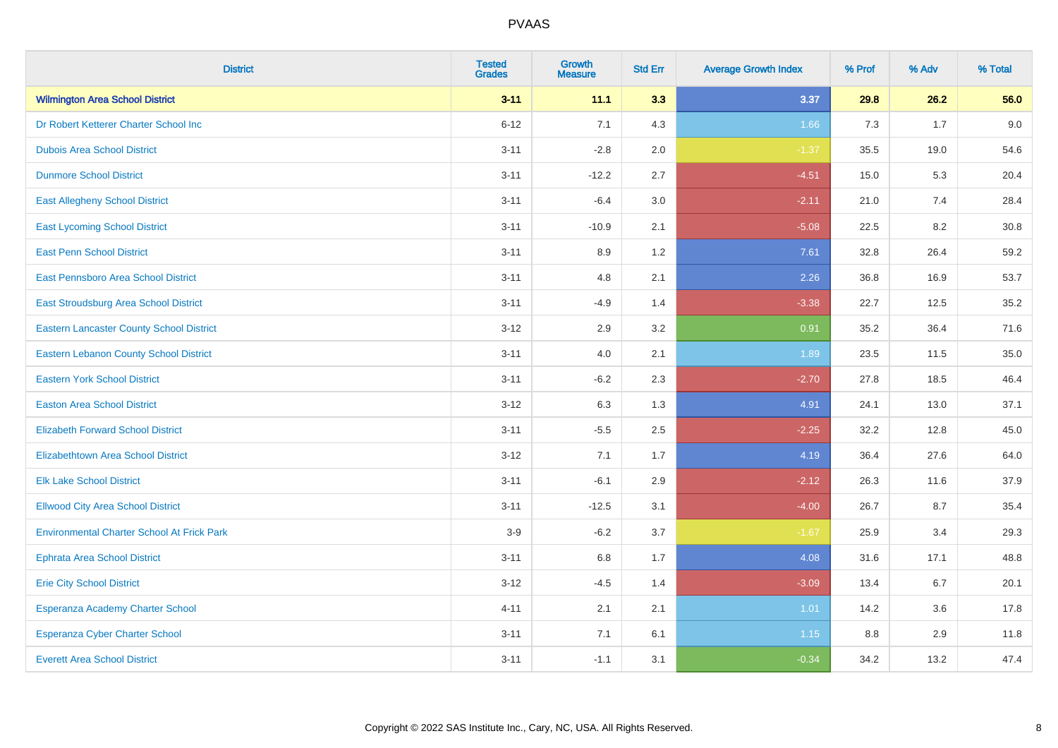| District | Tested Grades | Growth Measure | Std Err | Average Growth Index | % Prof | % Adv | % Total |
|---|---|---|---|---|---|---|---|
| **Wilmington Area School District** | **3-11** | **11.1** | **3.3** | **3.37** | **29.8** | **26.2** | **56.0** |
| Dr Robert Ketterer Charter School Inc | 6-12 | 7.1 | 4.3 | 1.66 | 7.3 | 1.7 | 9.0 |
| Dubois Area School District | 3-11 | -2.8 | 2.0 | -1.37 | 35.5 | 19.0 | 54.6 |
| Dunmore School District | 3-11 | -12.2 | 2.7 | -4.51 | 15.0 | 5.3 | 20.4 |
| East Allegheny School District | 3-11 | -6.4 | 3.0 | -2.11 | 21.0 | 7.4 | 28.4 |
| East Lycoming School District | 3-11 | -10.9 | 2.1 | -5.08 | 22.5 | 8.2 | 30.8 |
| East Penn School District | 3-11 | 8.9 | 1.2 | 7.61 | 32.8 | 26.4 | 59.2 |
| East Pennsboro Area School District | 3-11 | 4.8 | 2.1 | 2.26 | 36.8 | 16.9 | 53.7 |
| East Stroudsburg Area School District | 3-11 | -4.9 | 1.4 | -3.38 | 22.7 | 12.5 | 35.2 |
| Eastern Lancaster County School District | 3-12 | 2.9 | 3.2 | 0.91 | 35.2 | 36.4 | 71.6 |
| Eastern Lebanon County School District | 3-11 | 4.0 | 2.1 | 1.89 | 23.5 | 11.5 | 35.0 |
| Eastern York School District | 3-11 | -6.2 | 2.3 | -2.70 | 27.8 | 18.5 | 46.4 |
| Easton Area School District | 3-12 | 6.3 | 1.3 | 4.91 | 24.1 | 13.0 | 37.1 |
| Elizabeth Forward School District | 3-11 | -5.5 | 2.5 | -2.25 | 32.2 | 12.8 | 45.0 |
| Elizabethtown Area School District | 3-12 | 7.1 | 1.7 | 4.19 | 36.4 | 27.6 | 64.0 |
| Elk Lake School District | 3-11 | -6.1 | 2.9 | -2.12 | 26.3 | 11.6 | 37.9 |
| Ellwood City Area School District | 3-11 | -12.5 | 3.1 | -4.00 | 26.7 | 8.7 | 35.4 |
| Environmental Charter School At Frick Park | 3-9 | -6.2 | 3.7 | -1.67 | 25.9 | 3.4 | 29.3 |
| Ephrata Area School District | 3-11 | 6.8 | 1.7 | 4.08 | 31.6 | 17.1 | 48.8 |
| Erie City School District | 3-12 | -4.5 | 1.4 | -3.09 | 13.4 | 6.7 | 20.1 |
| Esperanza Academy Charter School | 4-11 | 2.1 | 2.1 | 1.01 | 14.2 | 3.6 | 17.8 |
| Esperanza Cyber Charter School | 3-11 | 7.1 | 6.1 | 1.15 | 8.8 | 2.9 | 11.8 |
| Everett Area School District | 3-11 | -1.1 | 3.1 | -0.34 | 34.2 | 13.2 | 47.4 |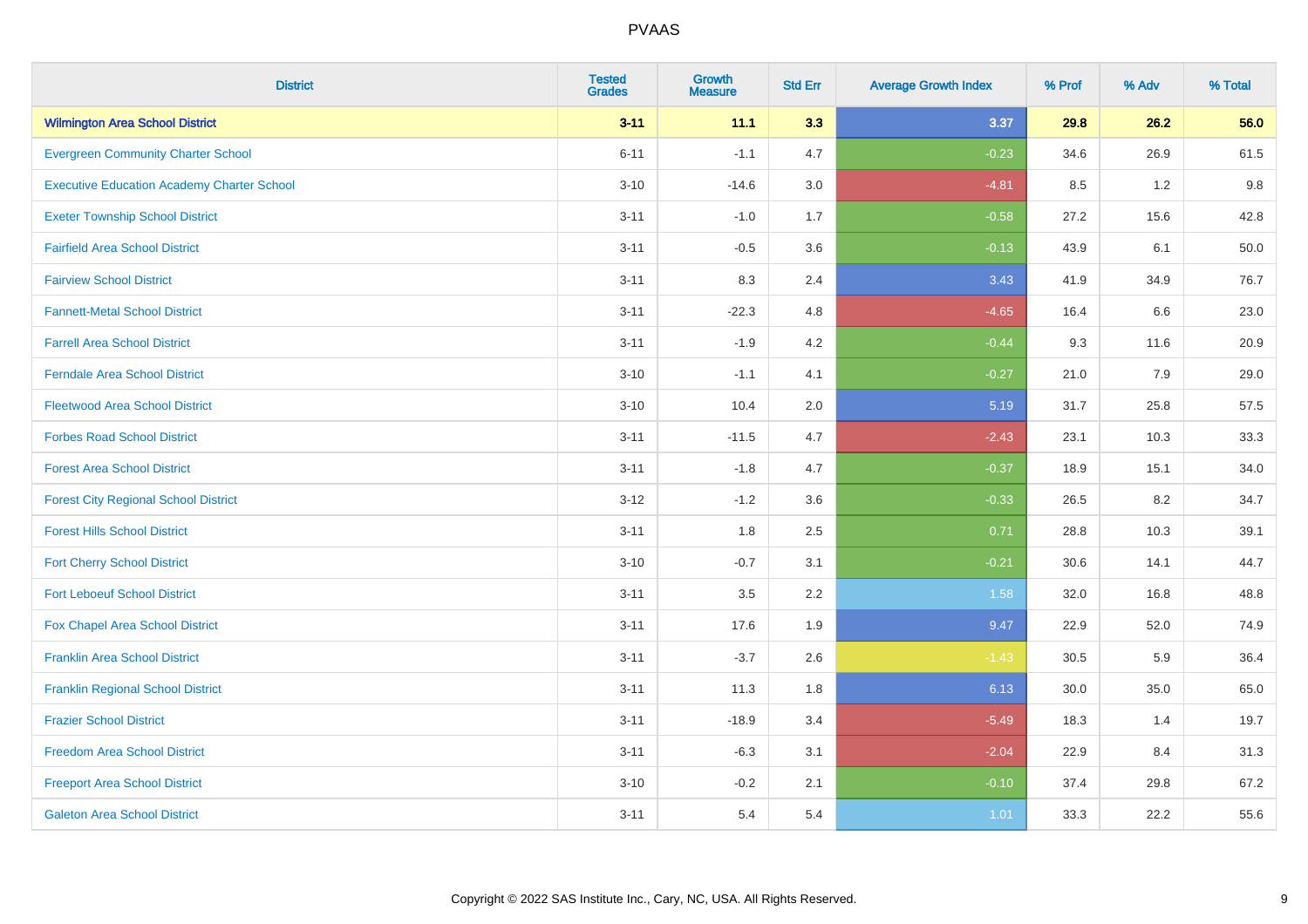| District | Tested Grades | Growth Measure | Std Err | Average Growth Index | % Prof | % Adv | % Total |
|---|---|---|---|---|---|---|---|
| **Wilmington Area School District** | **3-11** | **11.1** | **3.3** | **3.37** | **29.8** | **26.2** | **56.0** |
| Evergreen Community Charter School | 6-11 | -1.1 | 4.7 | -0.23 | 34.6 | 26.9 | 61.5 |
| Executive Education Academy Charter School | 3-10 | -14.6 | 3.0 | -4.81 | 8.5 | 1.2 | 9.8 |
| Exeter Township School District | 3-11 | -1.0 | 1.7 | -0.58 | 27.2 | 15.6 | 42.8 |
| Fairfield Area School District | 3-11 | -0.5 | 3.6 | -0.13 | 43.9 | 6.1 | 50.0 |
| Fairview School District | 3-11 | 8.3 | 2.4 | 3.43 | 41.9 | 34.9 | 76.7 |
| Fannett-Metal School District | 3-11 | -22.3 | 4.8 | -4.65 | 16.4 | 6.6 | 23.0 |
| Farrell Area School District | 3-11 | -1.9 | 4.2 | -0.44 | 9.3 | 11.6 | 20.9 |
| Ferndale Area School District | 3-10 | -1.1 | 4.1 | -0.27 | 21.0 | 7.9 | 29.0 |
| Fleetwood Area School District | 3-10 | 10.4 | 2.0 | 5.19 | 31.7 | 25.8 | 57.5 |
| Forbes Road School District | 3-11 | -11.5 | 4.7 | -2.43 | 23.1 | 10.3 | 33.3 |
| Forest Area School District | 3-11 | -1.8 | 4.7 | -0.37 | 18.9 | 15.1 | 34.0 |
| Forest City Regional School District | 3-12 | -1.2 | 3.6 | -0.33 | 26.5 | 8.2 | 34.7 |
| Forest Hills School District | 3-11 | 1.8 | 2.5 | 0.71 | 28.8 | 10.3 | 39.1 |
| Fort Cherry School District | 3-10 | -0.7 | 3.1 | -0.21 | 30.6 | 14.1 | 44.7 |
| Fort Leboeuf School District | 3-11 | 3.5 | 2.2 | 1.58 | 32.0 | 16.8 | 48.8 |
| Fox Chapel Area School District | 3-11 | 17.6 | 1.9 | 9.47 | 22.9 | 52.0 | 74.9 |
| Franklin Area School District | 3-11 | -3.7 | 2.6 | -1.43 | 30.5 | 5.9 | 36.4 |
| Franklin Regional School District | 3-11 | 11.3 | 1.8 | 6.13 | 30.0 | 35.0 | 65.0 |
| Frazier School District | 3-11 | -18.9 | 3.4 | -5.49 | 18.3 | 1.4 | 19.7 |
| Freedom Area School District | 3-11 | -6.3 | 3.1 | -2.04 | 22.9 | 8.4 | 31.3 |
| Freeport Area School District | 3-10 | -0.2 | 2.1 | -0.10 | 37.4 | 29.8 | 67.2 |
| Galeton Area School District | 3-11 | 5.4 | 5.4 | 1.01 | 33.3 | 22.2 | 55.6 |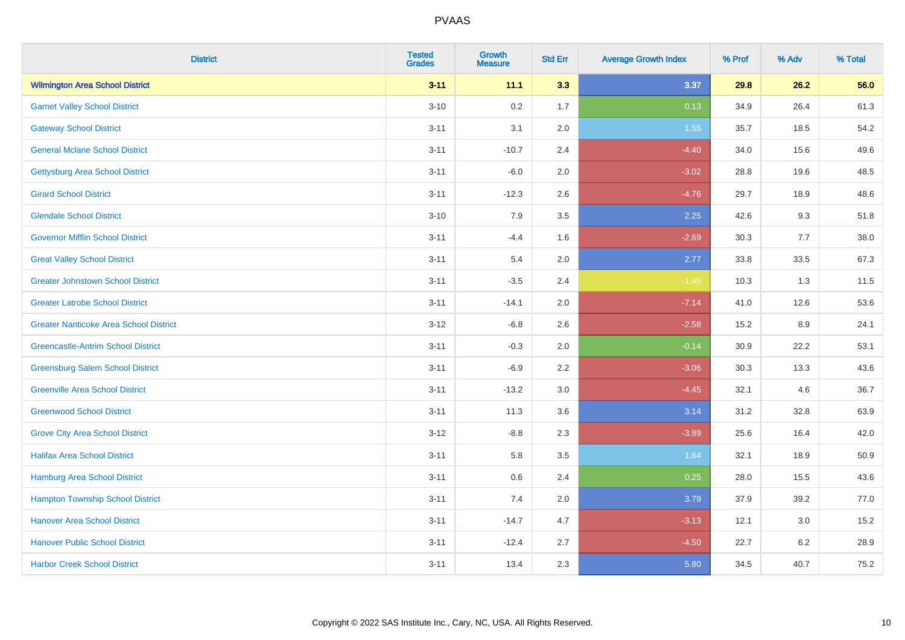| District | Tested Grades | Growth Measure | Std Err | Average Growth Index | % Prof | % Adv | % Total |
|---|---|---|---|---|---|---|---|
| **Wilmington Area School District** | **3-11** | **11.1** | **3.3** | **3.37** | **29.8** | **26.2** | **56.0** |
| Garnet Valley School District | 3-10 | 0.2 | 1.7 | 0.13 | 34.9 | 26.4 | 61.3 |
| Gateway School District | 3-11 | 3.1 | 2.0 | 1.55 | 35.7 | 18.5 | 54.2 |
| General Mclane School District | 3-11 | -10.7 | 2.4 | -4.40 | 34.0 | 15.6 | 49.6 |
| Gettysburg Area School District | 3-11 | -6.0 | 2.0 | -3.02 | 28.8 | 19.6 | 48.5 |
| Girard School District | 3-11 | -12.3 | 2.6 | -4.76 | 29.7 | 18.9 | 48.6 |
| Glendale School District | 3-10 | 7.9 | 3.5 | 2.25 | 42.6 | 9.3 | 51.8 |
| Governor Mifflin School District | 3-11 | -4.4 | 1.6 | -2.69 | 30.3 | 7.7 | 38.0 |
| Great Valley School District | 3-11 | 5.4 | 2.0 | 2.77 | 33.8 | 33.5 | 67.3 |
| Greater Johnstown School District | 3-11 | -3.5 | 2.4 | -1.45 | 10.3 | 1.3 | 11.5 |
| Greater Latrobe School District | 3-11 | -14.1 | 2.0 | -7.14 | 41.0 | 12.6 | 53.6 |
| Greater Nanticoke Area School District | 3-12 | -6.8 | 2.6 | -2.58 | 15.2 | 8.9 | 24.1 |
| Greencastle-Antrim School District | 3-11 | -0.3 | 2.0 | -0.14 | 30.9 | 22.2 | 53.1 |
| Greensburg Salem School District | 3-11 | -6.9 | 2.2 | -3.06 | 30.3 | 13.3 | 43.6 |
| Greenville Area School District | 3-11 | -13.2 | 3.0 | -4.45 | 32.1 | 4.6 | 36.7 |
| Greenwood School District | 3-11 | 11.3 | 3.6 | 3.14 | 31.2 | 32.8 | 63.9 |
| Grove City Area School District | 3-12 | -8.8 | 2.3 | -3.89 | 25.6 | 16.4 | 42.0 |
| Halifax Area School District | 3-11 | 5.8 | 3.5 | 1.64 | 32.1 | 18.9 | 50.9 |
| Hamburg Area School District | 3-11 | 0.6 | 2.4 | 0.25 | 28.0 | 15.5 | 43.6 |
| Hampton Township School District | 3-11 | 7.4 | 2.0 | 3.79 | 37.9 | 39.2 | 77.0 |
| Hanover Area School District | 3-11 | -14.7 | 4.7 | -3.13 | 12.1 | 3.0 | 15.2 |
| Hanover Public School District | 3-11 | -12.4 | 2.7 | -4.50 | 22.7 | 6.2 | 28.9 |
| Harbor Creek School District | 3-11 | 13.4 | 2.3 | 5.80 | 34.5 | 40.7 | 75.2 |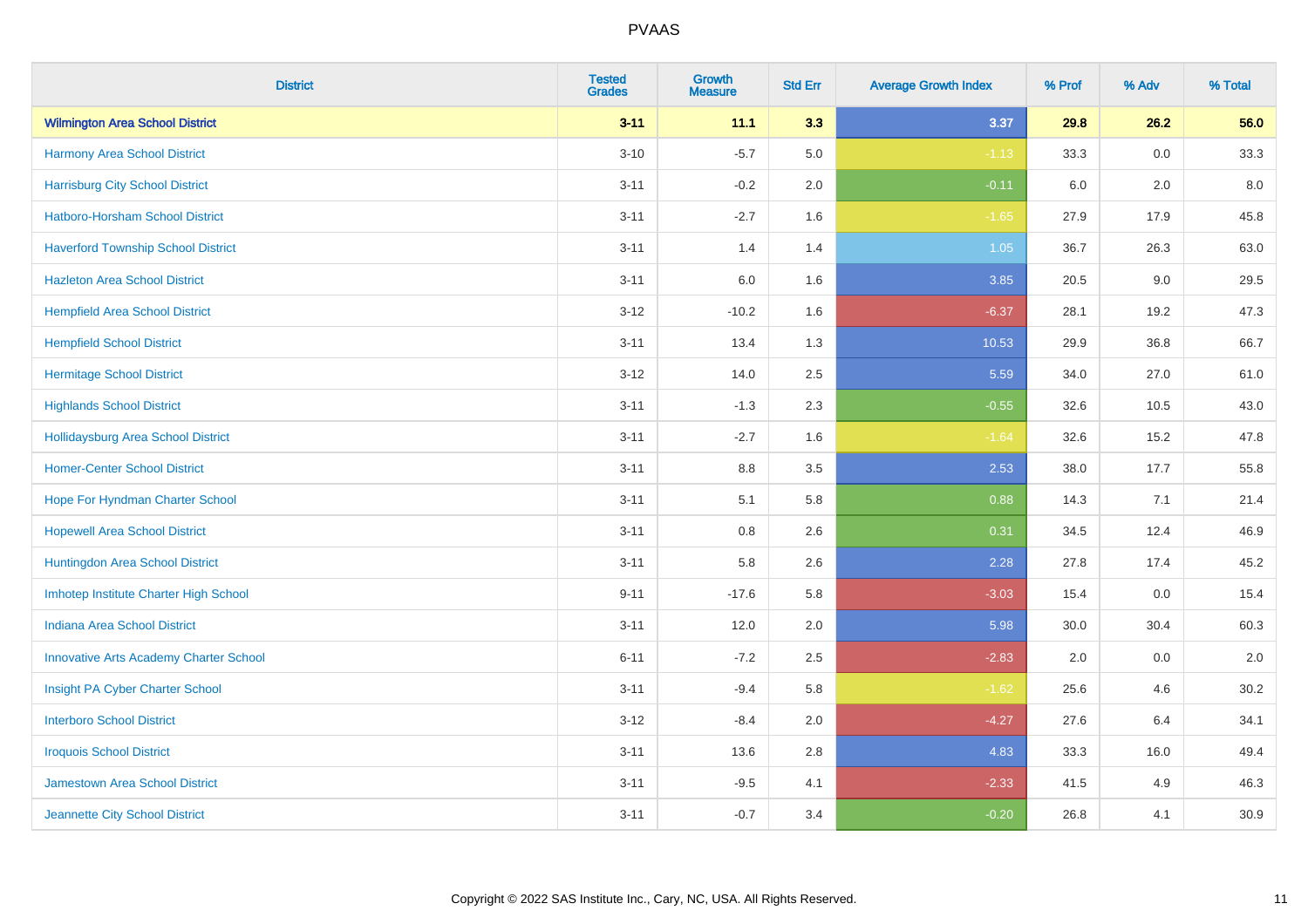| District | Tested Grades | Growth Measure | Std Err | Average Growth Index | % Prof | % Adv | % Total |
|---|---|---|---|---|---|---|---|
| **Wilmington Area School District** | **3-11** | **11.1** | **3.3** | **3.37** | **29.8** | **26.2** | **56.0** |
| Harmony Area School District | 3-10 | -5.7 | 5.0 | -1.13 | 33.3 | 0.0 | 33.3 |
| Harrisburg City School District | 3-11 | -0.2 | 2.0 | -0.11 | 6.0 | 2.0 | 8.0 |
| Hatboro-Horsham School District | 3-11 | -2.7 | 1.6 | -1.65 | 27.9 | 17.9 | 45.8 |
| Haverford Township School District | 3-11 | 1.4 | 1.4 | 1.05 | 36.7 | 26.3 | 63.0 |
| Hazleton Area School District | 3-11 | 6.0 | 1.6 | 3.85 | 20.5 | 9.0 | 29.5 |
| Hempfield Area School District | 3-12 | -10.2 | 1.6 | -6.37 | 28.1 | 19.2 | 47.3 |
| Hempfield School District | 3-11 | 13.4 | 1.3 | 10.53 | 29.9 | 36.8 | 66.7 |
| Hermitage School District | 3-12 | 14.0 | 2.5 | 5.59 | 34.0 | 27.0 | 61.0 |
| Highlands School District | 3-11 | -1.3 | 2.3 | -0.55 | 32.6 | 10.5 | 43.0 |
| Hollidaysburg Area School District | 3-11 | -2.7 | 1.6 | -1.64 | 32.6 | 15.2 | 47.8 |
| Homer-Center School District | 3-11 | 8.8 | 3.5 | 2.53 | 38.0 | 17.7 | 55.8 |
| Hope For Hyndman Charter School | 3-11 | 5.1 | 5.8 | 0.88 | 14.3 | 7.1 | 21.4 |
| Hopewell Area School District | 3-11 | 0.8 | 2.6 | 0.31 | 34.5 | 12.4 | 46.9 |
| Huntingdon Area School District | 3-11 | 5.8 | 2.6 | 2.28 | 27.8 | 17.4 | 45.2 |
| Imhotep Institute Charter High School | 9-11 | -17.6 | 5.8 | -3.03 | 15.4 | 0.0 | 15.4 |
| Indiana Area School District | 3-11 | 12.0 | 2.0 | 5.98 | 30.0 | 30.4 | 60.3 |
| Innovative Arts Academy Charter School | 6-11 | -7.2 | 2.5 | -2.83 | 2.0 | 0.0 | 2.0 |
| Insight PA Cyber Charter School | 3-11 | -9.4 | 5.8 | -1.62 | 25.6 | 4.6 | 30.2 |
| Interboro School District | 3-12 | -8.4 | 2.0 | -4.27 | 27.6 | 6.4 | 34.1 |
| Iroquois School District | 3-11 | 13.6 | 2.8 | 4.83 | 33.3 | 16.0 | 49.4 |
| Jamestown Area School District | 3-11 | -9.5 | 4.1 | -2.33 | 41.5 | 4.9 | 46.3 |
| Jeannette City School District | 3-11 | -0.7 | 3.4 | -0.20 | 26.8 | 4.1 | 30.9 |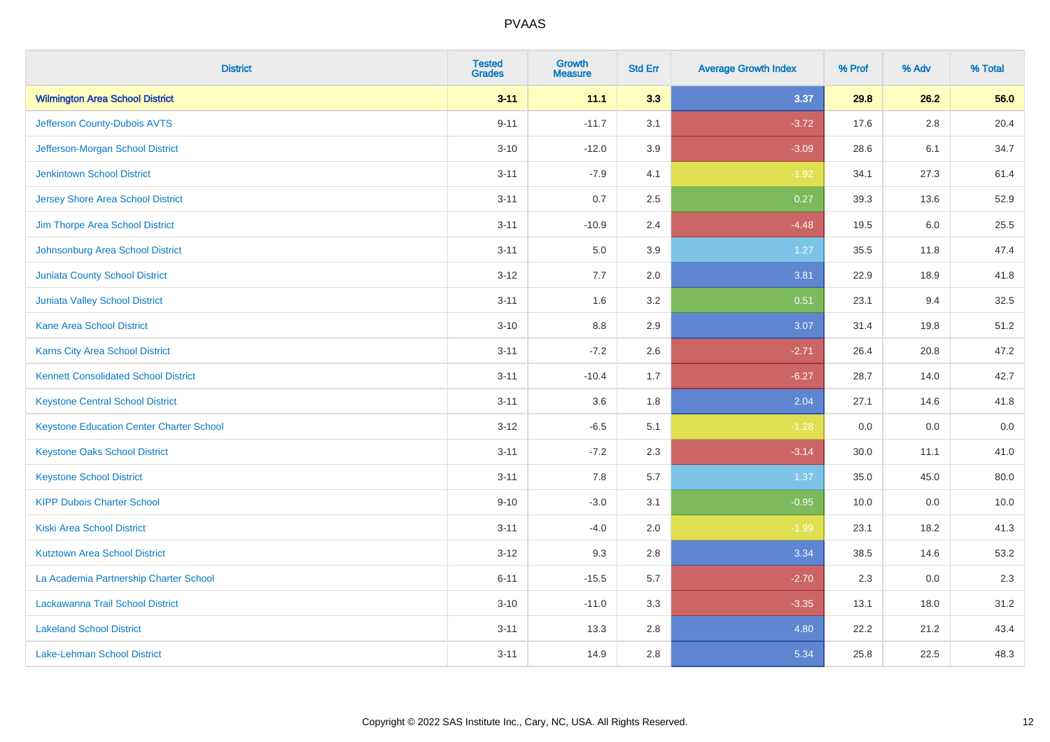| District | Tested Grades | Growth Measure | Std Err | Average Growth Index | % Prof | % Adv | % Total |
|---|---|---|---|---|---|---|---|
| **Wilmington Area School District** | **3-11** | **11.1** | **3.3** | **3.37** | **29.8** | **26.2** | **56.0** |
| Jefferson County-Dubois AVTS | 9-11 | -11.7 | 3.1 | -3.72 | 17.6 | 2.8 | 20.4 |
| Jefferson-Morgan School District | 3-10 | -12.0 | 3.9 | -3.09 | 28.6 | 6.1 | 34.7 |
| Jenkintown School District | 3-11 | -7.9 | 4.1 | -1.92 | 34.1 | 27.3 | 61.4 |
| Jersey Shore Area School District | 3-11 | 0.7 | 2.5 | 0.27 | 39.3 | 13.6 | 52.9 |
| Jim Thorpe Area School District | 3-11 | -10.9 | 2.4 | -4.48 | 19.5 | 6.0 | 25.5 |
| Johnsonburg Area School District | 3-11 | 5.0 | 3.9 | 1.27 | 35.5 | 11.8 | 47.4 |
| Juniata County School District | 3-12 | 7.7 | 2.0 | 3.81 | 22.9 | 18.9 | 41.8 |
| Juniata Valley School District | 3-11 | 1.6 | 3.2 | 0.51 | 23.1 | 9.4 | 32.5 |
| Kane Area School District | 3-10 | 8.8 | 2.9 | 3.07 | 31.4 | 19.8 | 51.2 |
| Karns City Area School District | 3-11 | -7.2 | 2.6 | -2.71 | 26.4 | 20.8 | 47.2 |
| Kennett Consolidated School District | 3-11 | -10.4 | 1.7 | -6.27 | 28.7 | 14.0 | 42.7 |
| Keystone Central School District | 3-11 | 3.6 | 1.8 | 2.04 | 27.1 | 14.6 | 41.8 |
| Keystone Education Center Charter School | 3-12 | -6.5 | 5.1 | -1.28 | 0.0 | 0.0 | 0.0 |
| Keystone Oaks School District | 3-11 | -7.2 | 2.3 | -3.14 | 30.0 | 11.1 | 41.0 |
| Keystone School District | 3-11 | 7.8 | 5.7 | 1.37 | 35.0 | 45.0 | 80.0 |
| KIPP Dubois Charter School | 9-10 | -3.0 | 3.1 | -0.95 | 10.0 | 0.0 | 10.0 |
| Kiski Area School District | 3-11 | -4.0 | 2.0 | -1.99 | 23.1 | 18.2 | 41.3 |
| Kutztown Area School District | 3-12 | 9.3 | 2.8 | 3.34 | 38.5 | 14.6 | 53.2 |
| La Academia Partnership Charter School | 6-11 | -15.5 | 5.7 | -2.70 | 2.3 | 0.0 | 2.3 |
| Lackawanna Trail School District | 3-10 | -11.0 | 3.3 | -3.35 | 13.1 | 18.0 | 31.2 |
| Lakeland School District | 3-11 | 13.3 | 2.8 | 4.80 | 22.2 | 21.2 | 43.4 |
| Lake-Lehman School District | 3-11 | 14.9 | 2.8 | 5.34 | 25.8 | 22.5 | 48.3 |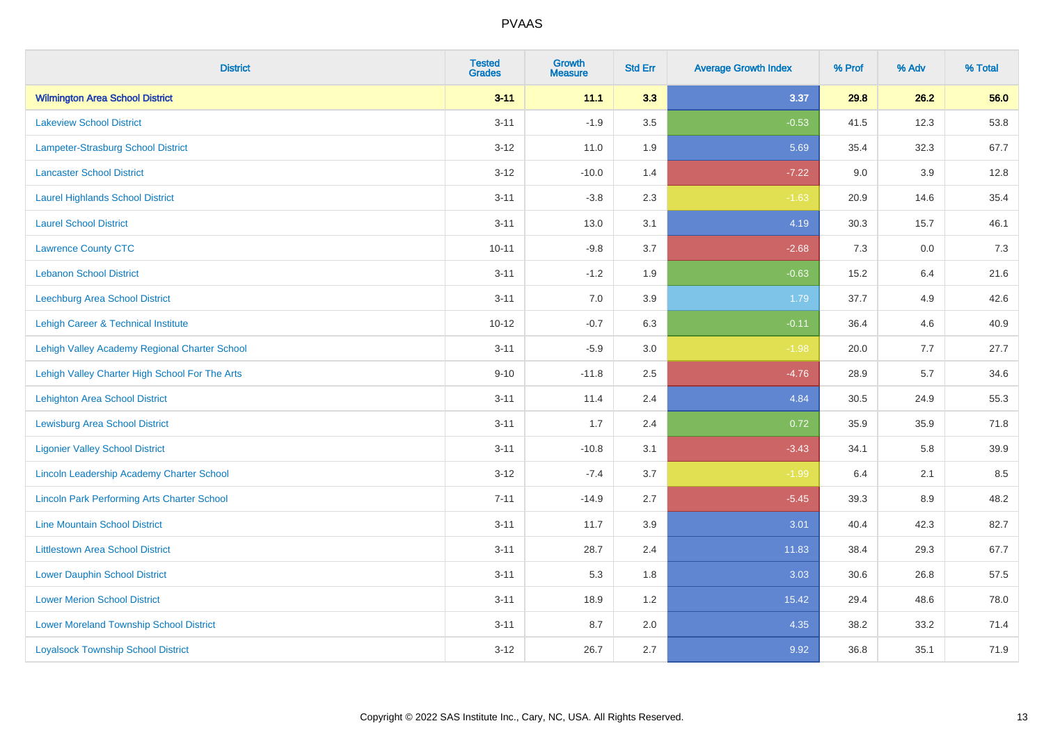# PVAAS

| District | Tested Grades | Growth Measure | Std Err | Average Growth Index | % Prof | % Adv | % Total |
|---|---|---|---|---|---|---|---|
| **Wilmington Area School District** | **3-11** | **11.1** | **3.3** | **3.37** | **29.8** | **26.2** | **56.0** |
| Lakeview School District | 3-11 | -1.9 | 3.5 | -0.53 | 41.5 | 12.3 | 53.8 |
| Lampeter-Strasburg School District | 3-12 | 11.0 | 1.9 | 5.69 | 35.4 | 32.3 | 67.7 |
| Lancaster School District | 3-12 | -10.0 | 1.4 | -7.22 | 9.0 | 3.9 | 12.8 |
| Laurel Highlands School District | 3-11 | -3.8 | 2.3 | -1.63 | 20.9 | 14.6 | 35.4 |
| Laurel School District | 3-11 | 13.0 | 3.1 | 4.19 | 30.3 | 15.7 | 46.1 |
| Lawrence County CTC | 10-11 | -9.8 | 3.7 | -2.68 | 7.3 | 0.0 | 7.3 |
| Lebanon School District | 3-11 | -1.2 | 1.9 | -0.63 | 15.2 | 6.4 | 21.6 |
| Leechburg Area School District | 3-11 | 7.0 | 3.9 | 1.79 | 37.7 | 4.9 | 42.6 |
| Lehigh Career & Technical Institute | 10-12 | -0.7 | 6.3 | -0.11 | 36.4 | 4.6 | 40.9 |
| Lehigh Valley Academy Regional Charter School | 3-11 | -5.9 | 3.0 | -1.98 | 20.0 | 7.7 | 27.7 |
| Lehigh Valley Charter High School For The Arts | 9-10 | -11.8 | 2.5 | -4.76 | 28.9 | 5.7 | 34.6 |
| Lehighton Area School District | 3-11 | 11.4 | 2.4 | 4.84 | 30.5 | 24.9 | 55.3 |
| Lewisburg Area School District | 3-11 | 1.7 | 2.4 | 0.72 | 35.9 | 35.9 | 71.8 |
| Ligonier Valley School District | 3-11 | -10.8 | 3.1 | -3.43 | 34.1 | 5.8 | 39.9 |
| Lincoln Leadership Academy Charter School | 3-12 | -7.4 | 3.7 | -1.99 | 6.4 | 2.1 | 8.5 |
| Lincoln Park Performing Arts Charter School | 7-11 | -14.9 | 2.7 | -5.45 | 39.3 | 8.9 | 48.2 |
| Line Mountain School District | 3-11 | 11.7 | 3.9 | 3.01 | 40.4 | 42.3 | 82.7 |
| Littlestown Area School District | 3-11 | 28.7 | 2.4 | 11.83 | 38.4 | 29.3 | 67.7 |
| Lower Dauphin School District | 3-11 | 5.3 | 1.8 | 3.03 | 30.6 | 26.8 | 57.5 |
| Lower Merion School District | 3-11 | 18.9 | 1.2 | 15.42 | 29.4 | 48.6 | 78.0 |
| Lower Moreland Township School District | 3-11 | 8.7 | 2.0 | 4.35 | 38.2 | 33.2 | 71.4 |
| Loyalsock Township School District | 3-12 | 26.7 | 2.7 | 9.92 | 36.8 | 35.1 | 71.9 |

Copyright © 2022 SAS Institute Inc., Cary, NC, USA. All Rights Reserved.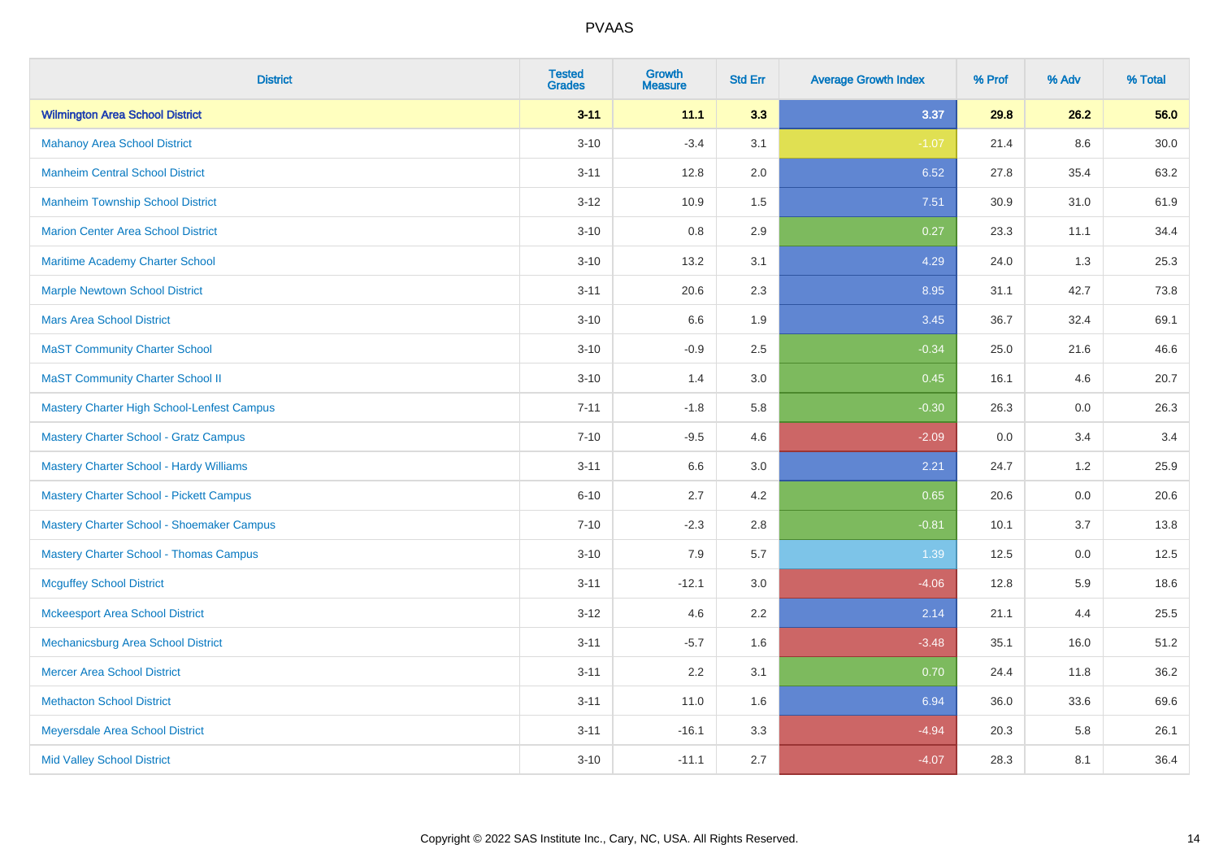# PVAAS

| District | Tested Grades | Growth Measure | Std Err | Average Growth Index | % Prof | % Adv | % Total |
|---|---|---|---|---|---|---|---|
| **Wilmington Area School District** | **3-11** | **11.1** | **3.3** | **3.37** | **29.8** | **26.2** | **56.0** |
| Mahanoy Area School District | 3-10 | -3.4 | 3.1 | -1.07 | 21.4 | 8.6 | 30.0 |
| Manheim Central School District | 3-11 | 12.8 | 2.0 | 6.52 | 27.8 | 35.4 | 63.2 |
| Manheim Township School District | 3-12 | 10.9 | 1.5 | 7.51 | 30.9 | 31.0 | 61.9 |
| Marion Center Area School District | 3-10 | 0.8 | 2.9 | 0.27 | 23.3 | 11.1 | 34.4 |
| Maritime Academy Charter School | 3-10 | 13.2 | 3.1 | 4.29 | 24.0 | 1.3 | 25.3 |
| Marple Newtown School District | 3-11 | 20.6 | 2.3 | 8.95 | 31.1 | 42.7 | 73.8 |
| Mars Area School District | 3-10 | 6.6 | 1.9 | 3.45 | 36.7 | 32.4 | 69.1 |
| MaST Community Charter School | 3-10 | -0.9 | 2.5 | -0.34 | 25.0 | 21.6 | 46.6 |
| MaST Community Charter School II | 3-10 | 1.4 | 3.0 | 0.45 | 16.1 | 4.6 | 20.7 |
| Mastery Charter High School-Lenfest Campus | 7-11 | -1.8 | 5.8 | -0.30 | 26.3 | 0.0 | 26.3 |
| Mastery Charter School - Gratz Campus | 7-10 | -9.5 | 4.6 | -2.09 | 0.0 | 3.4 | 3.4 |
| Mastery Charter School - Hardy Williams | 3-11 | 6.6 | 3.0 | 2.21 | 24.7 | 1.2 | 25.9 |
| Mastery Charter School - Pickett Campus | 6-10 | 2.7 | 4.2 | 0.65 | 20.6 | 0.0 | 20.6 |
| Mastery Charter School - Shoemaker Campus | 7-10 | -2.3 | 2.8 | -0.81 | 10.1 | 3.7 | 13.8 |
| Mastery Charter School - Thomas Campus | 3-10 | 7.9 | 5.7 | 1.39 | 12.5 | 0.0 | 12.5 |
| Mcguffey School District | 3-11 | -12.1 | 3.0 | -4.06 | 12.8 | 5.9 | 18.6 |
| Mckeesport Area School District | 3-12 | 4.6 | 2.2 | 2.14 | 21.1 | 4.4 | 25.5 |
| Mechanicsburg Area School District | 3-11 | -5.7 | 1.6 | -3.48 | 35.1 | 16.0 | 51.2 |
| Mercer Area School District | 3-11 | 2.2 | 3.1 | 0.70 | 24.4 | 11.8 | 36.2 |
| Methacton School District | 3-11 | 11.0 | 1.6 | 6.94 | 36.0 | 33.6 | 69.6 |
| Meyersdale Area School District | 3-11 | -16.1 | 3.3 | -4.94 | 20.3 | 5.8 | 26.1 |
| Mid Valley School District | 3-10 | -11.1 | 2.7 | -4.07 | 28.3 | 8.1 | 36.4 |

Copyright © 2022 SAS Institute Inc., Cary, NC, USA. All Rights Reserved.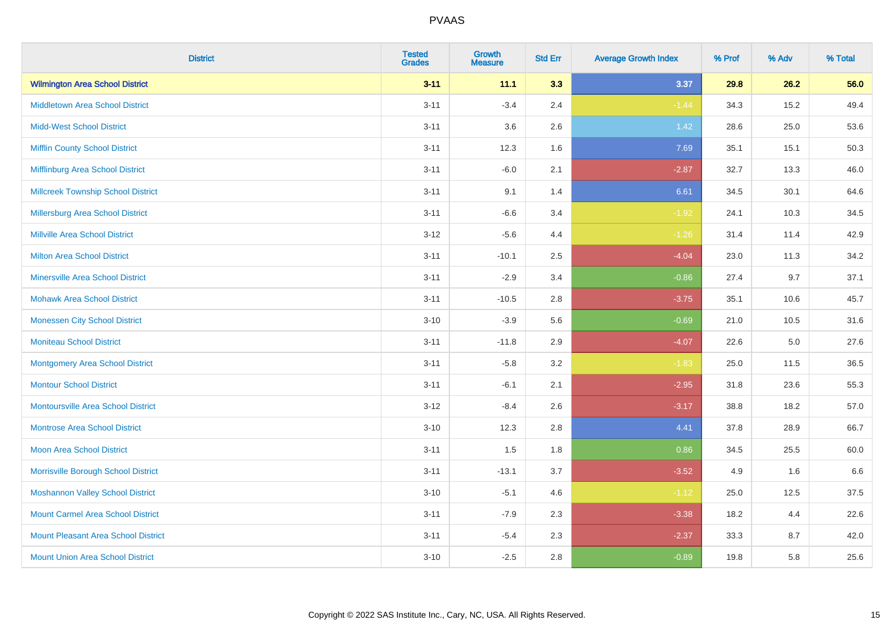| District | Tested Grades | Growth Measure | Std Err | Average Growth Index | % Prof | % Adv | % Total |
|---|---|---|---|---|---|---|---|
| **Wilmington Area School District** | **3-11** | **11.1** | **3.3** | **3.37** | **29.8** | **26.2** | **56.0** |
| Middletown Area School District | 3-11 | -3.4 | 2.4 | -1.44 | 34.3 | 15.2 | 49.4 |
| Midd-West School District | 3-11 | 3.6 | 2.6 | 1.42 | 28.6 | 25.0 | 53.6 |
| Mifflin County School District | 3-11 | 12.3 | 1.6 | 7.69 | 35.1 | 15.1 | 50.3 |
| Mifflinburg Area School District | 3-11 | -6.0 | 2.1 | -2.87 | 32.7 | 13.3 | 46.0 |
| Millcreek Township School District | 3-11 | 9.1 | 1.4 | 6.61 | 34.5 | 30.1 | 64.6 |
| Millersburg Area School District | 3-11 | -6.6 | 3.4 | -1.92 | 24.1 | 10.3 | 34.5 |
| Millville Area School District | 3-12 | -5.6 | 4.4 | -1.26 | 31.4 | 11.4 | 42.9 |
| Milton Area School District | 3-11 | -10.1 | 2.5 | -4.04 | 23.0 | 11.3 | 34.2 |
| Minersville Area School District | 3-11 | -2.9 | 3.4 | -0.86 | 27.4 | 9.7 | 37.1 |
| Mohawk Area School District | 3-11 | -10.5 | 2.8 | -3.75 | 35.1 | 10.6 | 45.7 |
| Monessen City School District | 3-10 | -3.9 | 5.6 | -0.69 | 21.0 | 10.5 | 31.6 |
| Moniteau School District | 3-11 | -11.8 | 2.9 | -4.07 | 22.6 | 5.0 | 27.6 |
| Montgomery Area School District | 3-11 | -5.8 | 3.2 | -1.83 | 25.0 | 11.5 | 36.5 |
| Montour School District | 3-11 | -6.1 | 2.1 | -2.95 | 31.8 | 23.6 | 55.3 |
| Montoursville Area School District | 3-12 | -8.4 | 2.6 | -3.17 | 38.8 | 18.2 | 57.0 |
| Montrose Area School District | 3-10 | 12.3 | 2.8 | 4.41 | 37.8 | 28.9 | 66.7 |
| Moon Area School District | 3-11 | 1.5 | 1.8 | 0.86 | 34.5 | 25.5 | 60.0 |
| Morrisville Borough School District | 3-11 | -13.1 | 3.7 | -3.52 | 4.9 | 1.6 | 6.6 |
| Moshannon Valley School District | 3-10 | -5.1 | 4.6 | -1.12 | 25.0 | 12.5 | 37.5 |
| Mount Carmel Area School District | 3-11 | -7.9 | 2.3 | -3.38 | 18.2 | 4.4 | 22.6 |
| Mount Pleasant Area School District | 3-11 | -5.4 | 2.3 | -2.37 | 33.3 | 8.7 | 42.0 |
| Mount Union Area School District | 3-10 | -2.5 | 2.8 | -0.89 | 19.8 | 5.8 | 25.6 |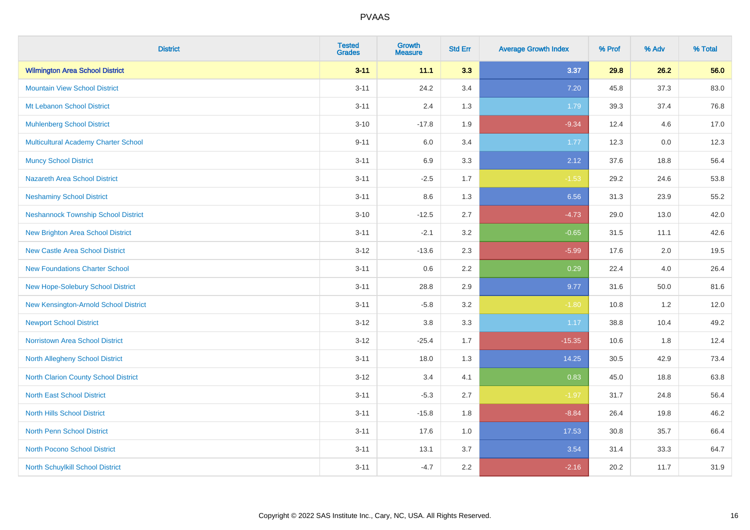PVAAS

| District | Tested Grades | Growth Measure | Std Err | Average Growth Index | % Prof | % Adv | % Total |
|---|---|---|---|---|---|---|---|
| **Wilmington Area School District** | **3-11** | **11.1** | **3.3** | **3.37** | **29.8** | **26.2** | **56.0** |
| Mountain View School District | 3-11 | 24.2 | 3.4 | 7.20 | 45.8 | 37.3 | 83.0 |
| Mt Lebanon School District | 3-11 | 2.4 | 1.3 | 1.79 | 39.3 | 37.4 | 76.8 |
| Muhlenberg School District | 3-10 | -17.8 | 1.9 | -9.34 | 12.4 | 4.6 | 17.0 |
| Multicultural Academy Charter School | 9-11 | 6.0 | 3.4 | 1.77 | 12.3 | 0.0 | 12.3 |
| Muncy School District | 3-11 | 6.9 | 3.3 | 2.12 | 37.6 | 18.8 | 56.4 |
| Nazareth Area School District | 3-11 | -2.5 | 1.7 | -1.53 | 29.2 | 24.6 | 53.8 |
| Neshaminy School District | 3-11 | 8.6 | 1.3 | 6.56 | 31.3 | 23.9 | 55.2 |
| Neshannock Township School District | 3-10 | -12.5 | 2.7 | -4.73 | 29.0 | 13.0 | 42.0 |
| New Brighton Area School District | 3-11 | -2.1 | 3.2 | -0.65 | 31.5 | 11.1 | 42.6 |
| New Castle Area School District | 3-12 | -13.6 | 2.3 | -5.99 | 17.6 | 2.0 | 19.5 |
| New Foundations Charter School | 3-11 | 0.6 | 2.2 | 0.29 | 22.4 | 4.0 | 26.4 |
| New Hope-Solebury School District | 3-11 | 28.8 | 2.9 | 9.77 | 31.6 | 50.0 | 81.6 |
| New Kensington-Arnold School District | 3-11 | -5.8 | 3.2 | -1.80 | 10.8 | 1.2 | 12.0 |
| Newport School District | 3-12 | 3.8 | 3.3 | 1.17 | 38.8 | 10.4 | 49.2 |
| Norristown Area School District | 3-12 | -25.4 | 1.7 | -15.35 | 10.6 | 1.8 | 12.4 |
| North Allegheny School District | 3-11 | 18.0 | 1.3 | 14.25 | 30.5 | 42.9 | 73.4 |
| North Clarion County School District | 3-12 | 3.4 | 4.1 | 0.83 | 45.0 | 18.8 | 63.8 |
| North East School District | 3-11 | -5.3 | 2.7 | -1.97 | 31.7 | 24.8 | 56.4 |
| North Hills School District | 3-11 | -15.8 | 1.8 | -8.84 | 26.4 | 19.8 | 46.2 |
| North Penn School District | 3-11 | 17.6 | 1.0 | 17.53 | 30.8 | 35.7 | 66.4 |
| North Pocono School District | 3-11 | 13.1 | 3.7 | 3.54 | 31.4 | 33.3 | 64.7 |
| North Schuylkill School District | 3-11 | -4.7 | 2.2 | -2.16 | 20.2 | 11.7 | 31.9 |

Copyright © 2022 SAS Institute Inc., Cary, NC, USA. All Rights Reserved.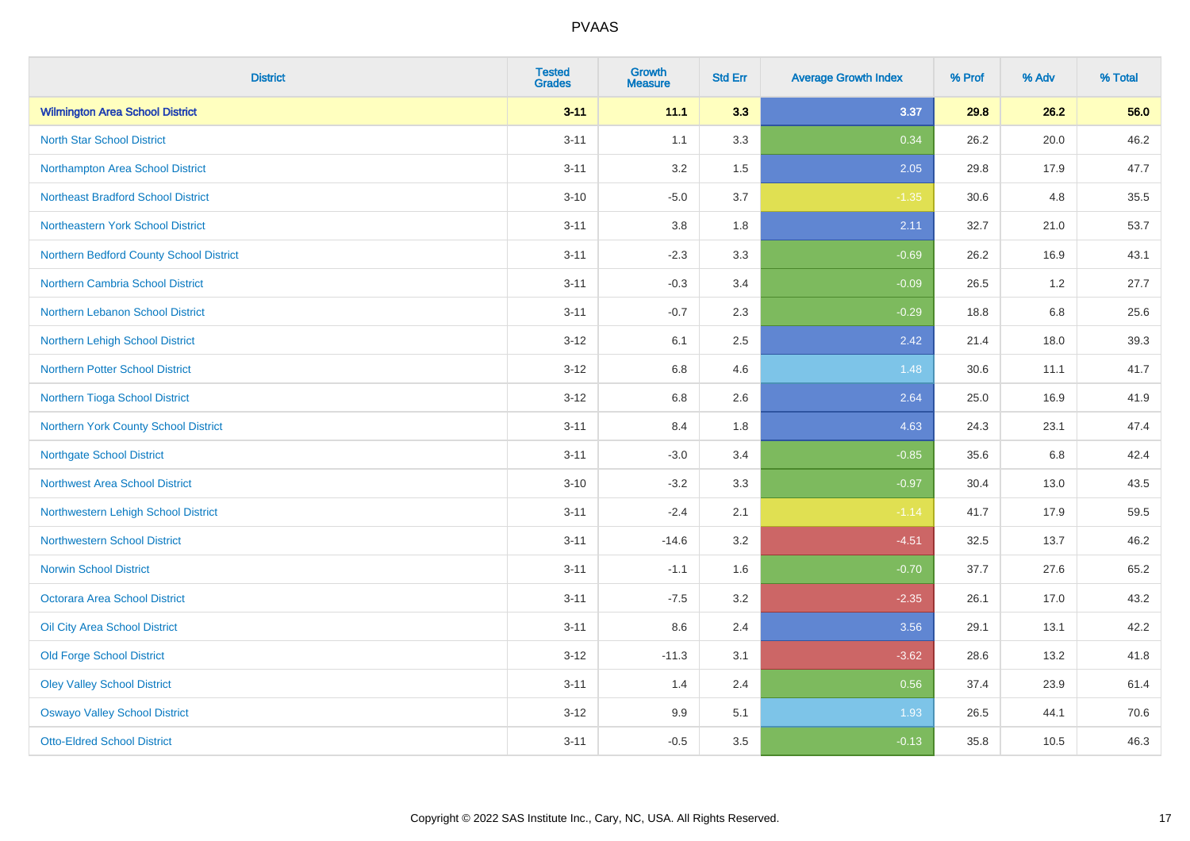# PVAAS

| District | Tested Grades | Growth Measure | Std Err | Average Growth Index | % Prof | % Adv | % Total |
|---|---|---|---|---|---|---|---|
| **Wilmington Area School District** | **3-11** | **11.1** | **3.3** | **3.37** | **29.8** | **26.2** | **56.0** |
| North Star School District | 3-11 | 1.1 | 3.3 | 0.34 | 26.2 | 20.0 | 46.2 |
| Northampton Area School District | 3-11 | 3.2 | 1.5 | 2.05 | 29.8 | 17.9 | 47.7 |
| Northeast Bradford School District | 3-10 | -5.0 | 3.7 | -1.35 | 30.6 | 4.8 | 35.5 |
| Northeastern York School District | 3-11 | 3.8 | 1.8 | 2.11 | 32.7 | 21.0 | 53.7 |
| Northern Bedford County School District | 3-11 | -2.3 | 3.3 | -0.69 | 26.2 | 16.9 | 43.1 |
| Northern Cambria School District | 3-11 | -0.3 | 3.4 | -0.09 | 26.5 | 1.2 | 27.7 |
| Northern Lebanon School District | 3-11 | -0.7 | 2.3 | -0.29 | 18.8 | 6.8 | 25.6 |
| Northern Lehigh School District | 3-12 | 6.1 | 2.5 | 2.42 | 21.4 | 18.0 | 39.3 |
| Northern Potter School District | 3-12 | 6.8 | 4.6 | 1.48 | 30.6 | 11.1 | 41.7 |
| Northern Tioga School District | 3-12 | 6.8 | 2.6 | 2.64 | 25.0 | 16.9 | 41.9 |
| Northern York County School District | 3-11 | 8.4 | 1.8 | 4.63 | 24.3 | 23.1 | 47.4 |
| Northgate School District | 3-11 | -3.0 | 3.4 | -0.85 | 35.6 | 6.8 | 42.4 |
| Northwest Area School District | 3-10 | -3.2 | 3.3 | -0.97 | 30.4 | 13.0 | 43.5 |
| Northwestern Lehigh School District | 3-11 | -2.4 | 2.1 | -1.14 | 41.7 | 17.9 | 59.5 |
| Northwestern School District | 3-11 | -14.6 | 3.2 | -4.51 | 32.5 | 13.7 | 46.2 |
| Norwin School District | 3-11 | -1.1 | 1.6 | -0.70 | 37.7 | 27.6 | 65.2 |
| Octorara Area School District | 3-11 | -7.5 | 3.2 | -2.35 | 26.1 | 17.0 | 43.2 |
| Oil City Area School District | 3-11 | 8.6 | 2.4 | 3.56 | 29.1 | 13.1 | 42.2 |
| Old Forge School District | 3-12 | -11.3 | 3.1 | -3.62 | 28.6 | 13.2 | 41.8 |
| Oley Valley School District | 3-11 | 1.4 | 2.4 | 0.56 | 37.4 | 23.9 | 61.4 |
| Oswayo Valley School District | 3-12 | 9.9 | 5.1 | 1.93 | 26.5 | 44.1 | 70.6 |
| Otto-Eldred School District | 3-11 | -0.5 | 3.5 | -0.13 | 35.8 | 10.5 | 46.3 |

Copyright © 2022 SAS Institute Inc., Cary, NC, USA. All Rights Reserved.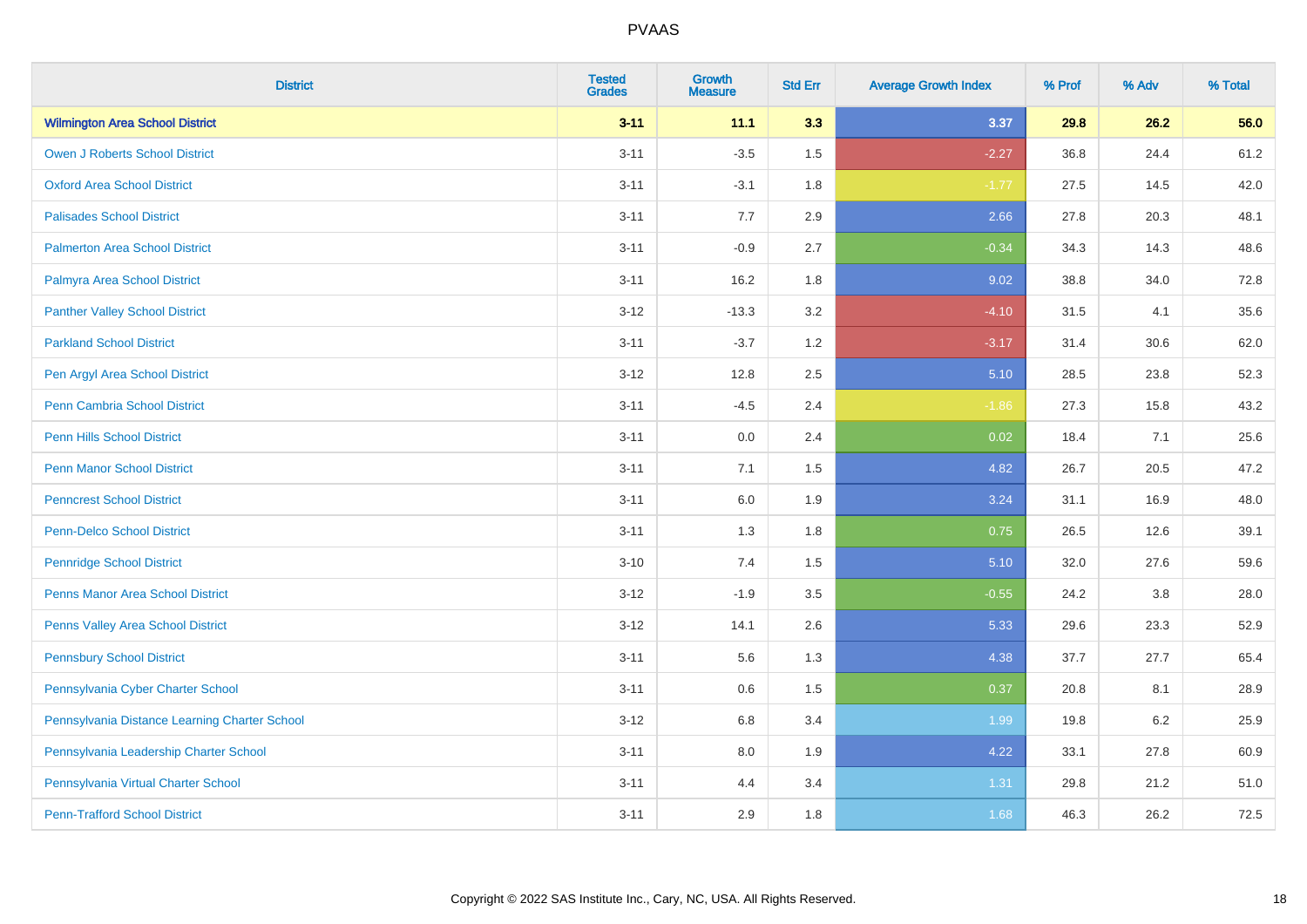# PVAAS

| District | Tested Grades | Growth Measure | Std Err | Average Growth Index | % Prof | % Adv | % Total |
|---|---|---|---|---|---|---|---|
| **Wilmington Area School District** | **3-11** | **11.1** | **3.3** | **3.37** | **29.8** | **26.2** | **56.0** |
| Owen J Roberts School District | 3-11 | -3.5 | 1.5 | -2.27 | 36.8 | 24.4 | 61.2 |
| Oxford Area School District | 3-11 | -3.1 | 1.8 | -1.77 | 27.5 | 14.5 | 42.0 |
| Palisades School District | 3-11 | 7.7 | 2.9 | 2.66 | 27.8 | 20.3 | 48.1 |
| Palmerton Area School District | 3-11 | -0.9 | 2.7 | -0.34 | 34.3 | 14.3 | 48.6 |
| Palmyra Area School District | 3-11 | 16.2 | 1.8 | 9.02 | 38.8 | 34.0 | 72.8 |
| Panther Valley School District | 3-12 | -13.3 | 3.2 | -4.10 | 31.5 | 4.1 | 35.6 |
| Parkland School District | 3-11 | -3.7 | 1.2 | -3.17 | 31.4 | 30.6 | 62.0 |
| Pen Argyl Area School District | 3-12 | 12.8 | 2.5 | 5.10 | 28.5 | 23.8 | 52.3 |
| Penn Cambria School District | 3-11 | -4.5 | 2.4 | -1.86 | 27.3 | 15.8 | 43.2 |
| Penn Hills School District | 3-11 | 0.0 | 2.4 | 0.02 | 18.4 | 7.1 | 25.6 |
| Penn Manor School District | 3-11 | 7.1 | 1.5 | 4.82 | 26.7 | 20.5 | 47.2 |
| Penncrest School District | 3-11 | 6.0 | 1.9 | 3.24 | 31.1 | 16.9 | 48.0 |
| Penn-Delco School District | 3-11 | 1.3 | 1.8 | 0.75 | 26.5 | 12.6 | 39.1 |
| Pennridge School District | 3-10 | 7.4 | 1.5 | 5.10 | 32.0 | 27.6 | 59.6 |
| Penns Manor Area School District | 3-12 | -1.9 | 3.5 | -0.55 | 24.2 | 3.8 | 28.0 |
| Penns Valley Area School District | 3-12 | 14.1 | 2.6 | 5.33 | 29.6 | 23.3 | 52.9 |
| Pennsbury School District | 3-11 | 5.6 | 1.3 | 4.38 | 37.7 | 27.7 | 65.4 |
| Pennsylvania Cyber Charter School | 3-11 | 0.6 | 1.5 | 0.37 | 20.8 | 8.1 | 28.9 |
| Pennsylvania Distance Learning Charter School | 3-12 | 6.8 | 3.4 | 1.99 | 19.8 | 6.2 | 25.9 |
| Pennsylvania Leadership Charter School | 3-11 | 8.0 | 1.9 | 4.22 | 33.1 | 27.8 | 60.9 |
| Pennsylvania Virtual Charter School | 3-11 | 4.4 | 3.4 | 1.31 | 29.8 | 21.2 | 51.0 |
| Penn-Trafford School District | 3-11 | 2.9 | 1.8 | 1.68 | 46.3 | 26.2 | 72.5 |

Copyright © 2022 SAS Institute Inc., Cary, NC, USA. All Rights Reserved.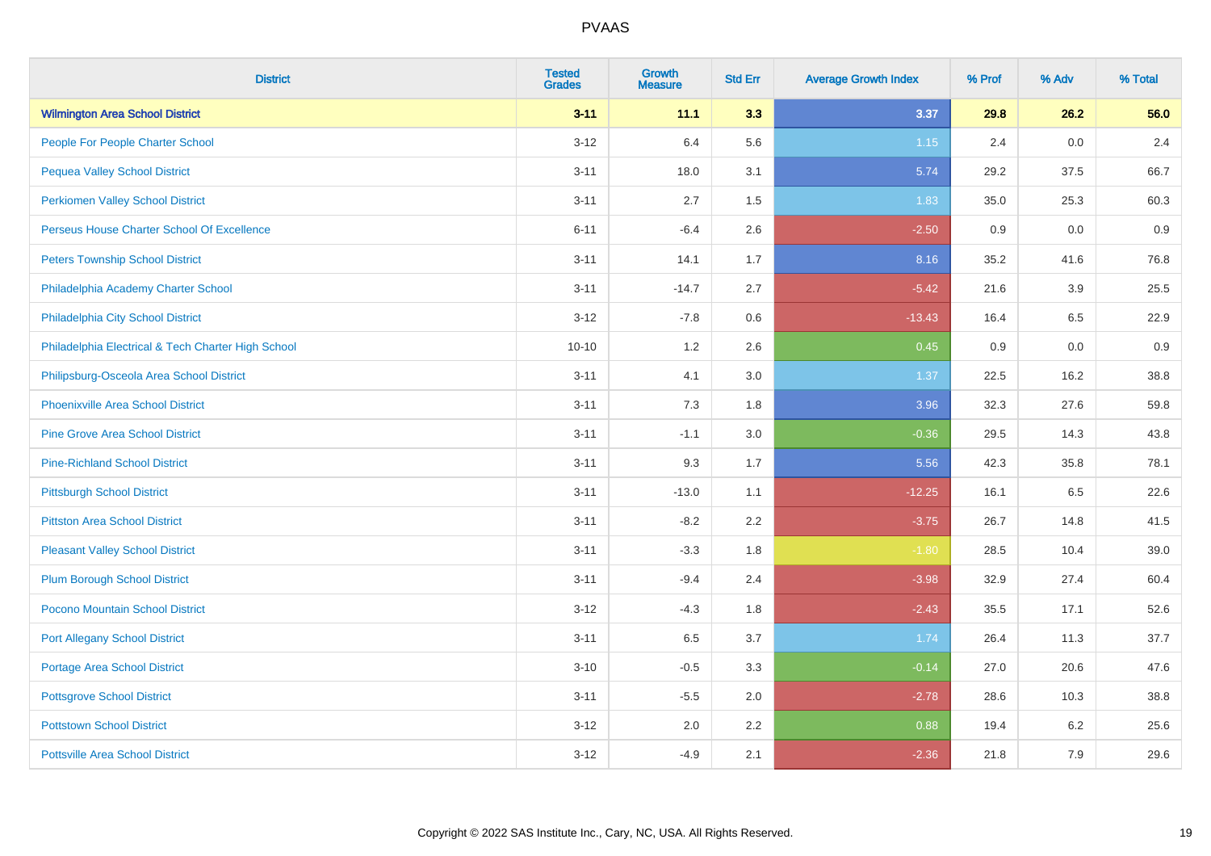# PVAAS

| District | Tested Grades | Growth Measure | Std Err | Average Growth Index | % Prof | % Adv | % Total |
|---|---|---|---|---|---|---|---|
| **Wilmington Area School District** | **3-11** | **11.1** | **3.3** | **3.37** | **29.8** | **26.2** | **56.0** |
| People For People Charter School | 3-12 | 6.4 | 5.6 | 1.15 | 2.4 | 0.0 | 2.4 |
| Pequea Valley School District | 3-11 | 18.0 | 3.1 | 5.74 | 29.2 | 37.5 | 66.7 |
| Perkiomen Valley School District | 3-11 | 2.7 | 1.5 | 1.83 | 35.0 | 25.3 | 60.3 |
| Perseus House Charter School Of Excellence | 6-11 | -6.4 | 2.6 | -2.50 | 0.9 | 0.0 | 0.9 |
| Peters Township School District | 3-11 | 14.1 | 1.7 | 8.16 | 35.2 | 41.6 | 76.8 |
| Philadelphia Academy Charter School | 3-11 | -14.7 | 2.7 | -5.42 | 21.6 | 3.9 | 25.5 |
| Philadelphia City School District | 3-12 | -7.8 | 0.6 | -13.43 | 16.4 | 6.5 | 22.9 |
| Philadelphia Electrical & Tech Charter High School | 10-10 | 1.2 | 2.6 | 0.45 | 0.9 | 0.0 | 0.9 |
| Philipsburg-Osceola Area School District | 3-11 | 4.1 | 3.0 | 1.37 | 22.5 | 16.2 | 38.8 |
| Phoenixville Area School District | 3-11 | 7.3 | 1.8 | 3.96 | 32.3 | 27.6 | 59.8 |
| Pine Grove Area School District | 3-11 | -1.1 | 3.0 | -0.36 | 29.5 | 14.3 | 43.8 |
| Pine-Richland School District | 3-11 | 9.3 | 1.7 | 5.56 | 42.3 | 35.8 | 78.1 |
| Pittsburgh School District | 3-11 | -13.0 | 1.1 | -12.25 | 16.1 | 6.5 | 22.6 |
| Pittston Area School District | 3-11 | -8.2 | 2.2 | -3.75 | 26.7 | 14.8 | 41.5 |
| Pleasant Valley School District | 3-11 | -3.3 | 1.8 | -1.80 | 28.5 | 10.4 | 39.0 |
| Plum Borough School District | 3-11 | -9.4 | 2.4 | -3.98 | 32.9 | 27.4 | 60.4 |
| Pocono Mountain School District | 3-12 | -4.3 | 1.8 | -2.43 | 35.5 | 17.1 | 52.6 |
| Port Allegany School District | 3-11 | 6.5 | 3.7 | 1.74 | 26.4 | 11.3 | 37.7 |
| Portage Area School District | 3-10 | -0.5 | 3.3 | -0.14 | 27.0 | 20.6 | 47.6 |
| Pottsgrove School District | 3-11 | -5.5 | 2.0 | -2.78 | 28.6 | 10.3 | 38.8 |
| Pottstown School District | 3-12 | 2.0 | 2.2 | 0.88 | 19.4 | 6.2 | 25.6 |
| Pottsville Area School District | 3-12 | -4.9 | 2.1 | -2.36 | 21.8 | 7.9 | 29.6 |

Copyright © 2022 SAS Institute Inc., Cary, NC, USA. All Rights Reserved.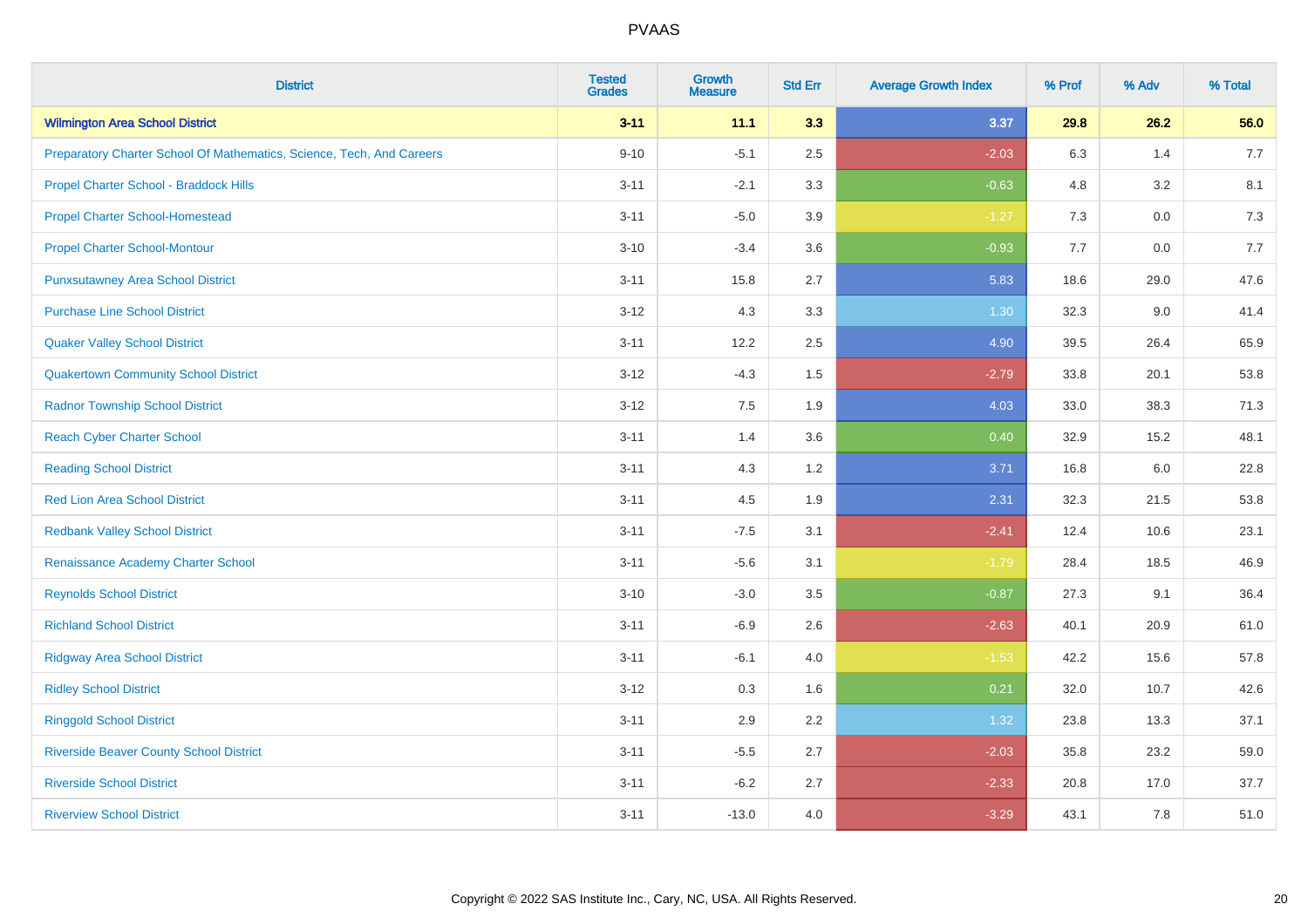| District | Tested Grades | Growth Measure | Std Err | Average Growth Index | % Prof | % Adv | % Total |
|---|---|---|---|---|---|---|---|
| **Wilmington Area School District** | **3-11** | **11.1** | **3.3** | **3.37** | **29.8** | **26.2** | **56.0** |
| Preparatory Charter School Of Mathematics, Science, Tech, And Careers | 9-10 | -5.1 | 2.5 | -2.03 | 6.3 | 1.4 | 7.7 |
| Propel Charter School - Braddock Hills | 3-11 | -2.1 | 3.3 | -0.63 | 4.8 | 3.2 | 8.1 |
| Propel Charter School-Homestead | 3-11 | -5.0 | 3.9 | -1.27 | 7.3 | 0.0 | 7.3 |
| Propel Charter School-Montour | 3-10 | -3.4 | 3.6 | -0.93 | 7.7 | 0.0 | 7.7 |
| Punxsutawney Area School District | 3-11 | 15.8 | 2.7 | 5.83 | 18.6 | 29.0 | 47.6 |
| Purchase Line School District | 3-12 | 4.3 | 3.3 | 1.30 | 32.3 | 9.0 | 41.4 |
| Quaker Valley School District | 3-11 | 12.2 | 2.5 | 4.90 | 39.5 | 26.4 | 65.9 |
| Quakertown Community School District | 3-12 | -4.3 | 1.5 | -2.79 | 33.8 | 20.1 | 53.8 |
| Radnor Township School District | 3-12 | 7.5 | 1.9 | 4.03 | 33.0 | 38.3 | 71.3 |
| Reach Cyber Charter School | 3-11 | 1.4 | 3.6 | 0.40 | 32.9 | 15.2 | 48.1 |
| Reading School District | 3-11 | 4.3 | 1.2 | 3.71 | 16.8 | 6.0 | 22.8 |
| Red Lion Area School District | 3-11 | 4.5 | 1.9 | 2.31 | 32.3 | 21.5 | 53.8 |
| Redbank Valley School District | 3-11 | -7.5 | 3.1 | -2.41 | 12.4 | 10.6 | 23.1 |
| Renaissance Academy Charter School | 3-11 | -5.6 | 3.1 | -1.79 | 28.4 | 18.5 | 46.9 |
| Reynolds School District | 3-10 | -3.0 | 3.5 | -0.87 | 27.3 | 9.1 | 36.4 |
| Richland School District | 3-11 | -6.9 | 2.6 | -2.63 | 40.1 | 20.9 | 61.0 |
| Ridgway Area School District | 3-11 | -6.1 | 4.0 | -1.53 | 42.2 | 15.6 | 57.8 |
| Ridley School District | 3-12 | 0.3 | 1.6 | 0.21 | 32.0 | 10.7 | 42.6 |
| Ringgold School District | 3-11 | 2.9 | 2.2 | 1.32 | 23.8 | 13.3 | 37.1 |
| Riverside Beaver County School District | 3-11 | -5.5 | 2.7 | -2.03 | 35.8 | 23.2 | 59.0 |
| Riverside School District | 3-11 | -6.2 | 2.7 | -2.33 | 20.8 | 17.0 | 37.7 |
| Riverview School District | 3-11 | -13.0 | 4.0 | -3.29 | 43.1 | 7.8 | 51.0 |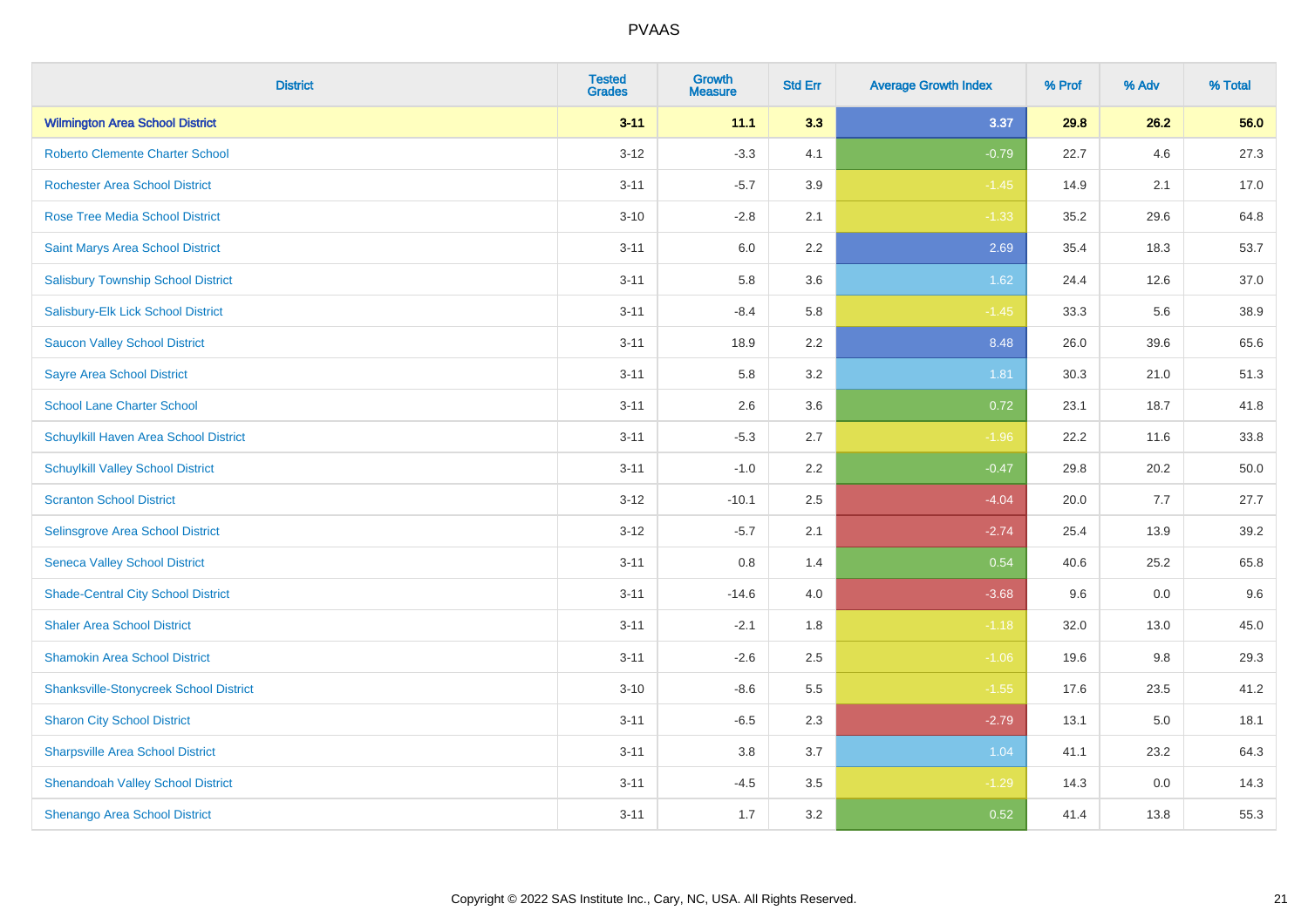# PVAAS

| District | Tested Grades | Growth Measure | Std Err | Average Growth Index | % Prof | % Adv | % Total |
|---|---|---|---|---|---|---|---|
| **Wilmington Area School District** | **3-11** | **11.1** | **3.3** | **3.37** | **29.8** | **26.2** | **56.0** |
| Roberto Clemente Charter School | 3-12 | -3.3 | 4.1 | -0.79 | 22.7 | 4.6 | 27.3 |
| Rochester Area School District | 3-11 | -5.7 | 3.9 | -1.45 | 14.9 | 2.1 | 17.0 |
| Rose Tree Media School District | 3-10 | -2.8 | 2.1 | -1.33 | 35.2 | 29.6 | 64.8 |
| Saint Marys Area School District | 3-11 | 6.0 | 2.2 | 2.69 | 35.4 | 18.3 | 53.7 |
| Salisbury Township School District | 3-11 | 5.8 | 3.6 | 1.62 | 24.4 | 12.6 | 37.0 |
| Salisbury-Elk Lick School District | 3-11 | -8.4 | 5.8 | -1.45 | 33.3 | 5.6 | 38.9 |
| Saucon Valley School District | 3-11 | 18.9 | 2.2 | 8.48 | 26.0 | 39.6 | 65.6 |
| Sayre Area School District | 3-11 | 5.8 | 3.2 | 1.81 | 30.3 | 21.0 | 51.3 |
| School Lane Charter School | 3-11 | 2.6 | 3.6 | 0.72 | 23.1 | 18.7 | 41.8 |
| Schuylkill Haven Area School District | 3-11 | -5.3 | 2.7 | -1.96 | 22.2 | 11.6 | 33.8 |
| Schuylkill Valley School District | 3-11 | -1.0 | 2.2 | -0.47 | 29.8 | 20.2 | 50.0 |
| Scranton School District | 3-12 | -10.1 | 2.5 | -4.04 | 20.0 | 7.7 | 27.7 |
| Selinsgrove Area School District | 3-12 | -5.7 | 2.1 | -2.74 | 25.4 | 13.9 | 39.2 |
| Seneca Valley School District | 3-11 | 0.8 | 1.4 | 0.54 | 40.6 | 25.2 | 65.8 |
| Shade-Central City School District | 3-11 | -14.6 | 4.0 | -3.68 | 9.6 | 0.0 | 9.6 |
| Shaler Area School District | 3-11 | -2.1 | 1.8 | -1.18 | 32.0 | 13.0 | 45.0 |
| Shamokin Area School District | 3-11 | -2.6 | 2.5 | -1.06 | 19.6 | 9.8 | 29.3 |
| Shanksville-Stonycreek School District | 3-10 | -8.6 | 5.5 | -1.55 | 17.6 | 23.5 | 41.2 |
| Sharon City School District | 3-11 | -6.5 | 2.3 | -2.79 | 13.1 | 5.0 | 18.1 |
| Sharpsville Area School District | 3-11 | 3.8 | 3.7 | 1.04 | 41.1 | 23.2 | 64.3 |
| Shenandoah Valley School District | 3-11 | -4.5 | 3.5 | -1.29 | 14.3 | 0.0 | 14.3 |
| Shenango Area School District | 3-11 | 1.7 | 3.2 | 0.52 | 41.4 | 13.8 | 55.3 |

Copyright © 2022 SAS Institute Inc., Cary, NC, USA. All Rights Reserved.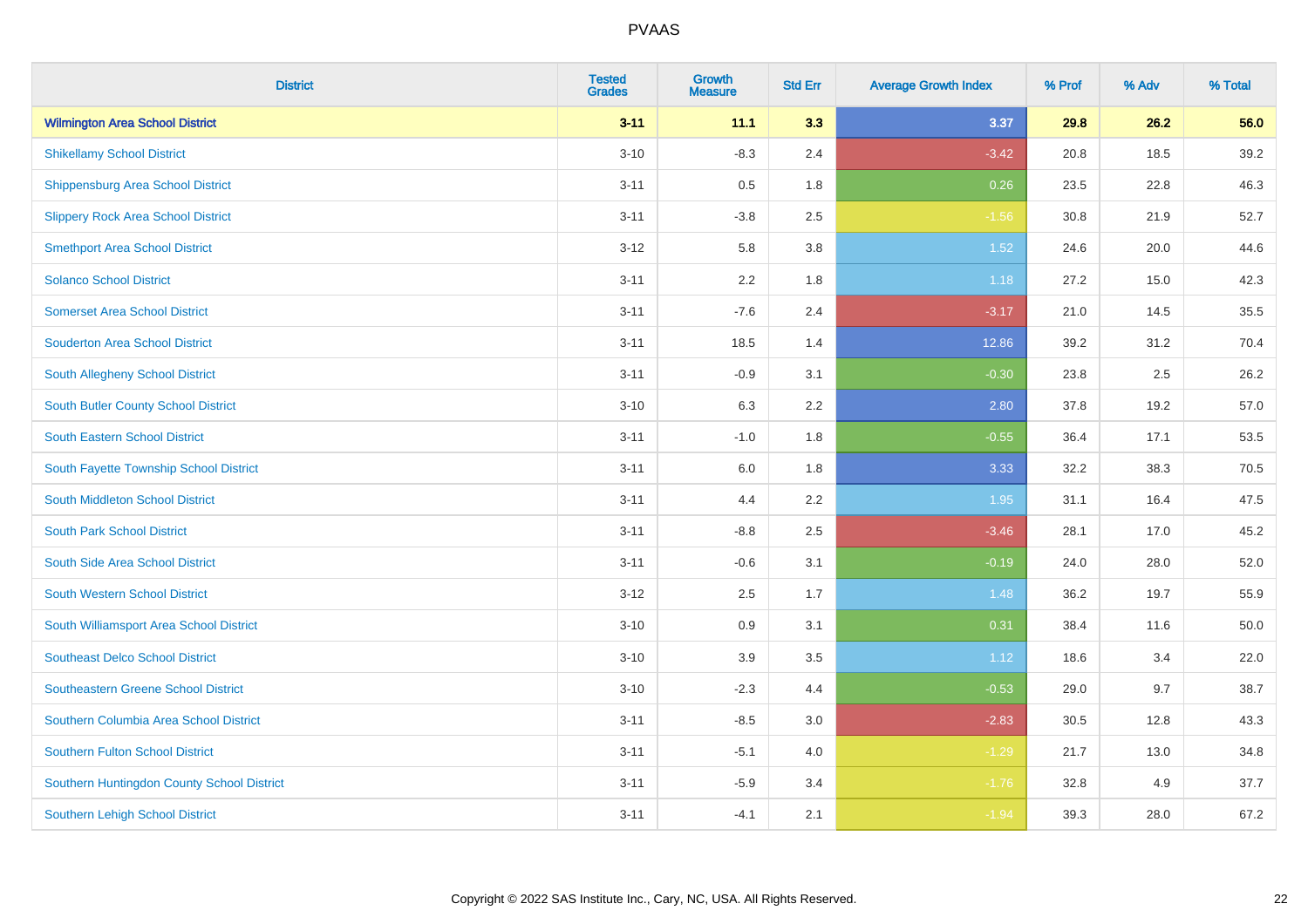| District | Tested Grades | Growth Measure | Std Err | Average Growth Index | % Prof | % Adv | % Total |
|---|---|---|---|---|---|---|---|
| **Wilmington Area School District** | **3-11** | **11.1** | **3.3** | **3.37** | **29.8** | **26.2** | **56.0** |
| Shikellamy School District | 3-10 | -8.3 | 2.4 | -3.42 | 20.8 | 18.5 | 39.2 |
| Shippensburg Area School District | 3-11 | 0.5 | 1.8 | 0.26 | 23.5 | 22.8 | 46.3 |
| Slippery Rock Area School District | 3-11 | -3.8 | 2.5 | -1.56 | 30.8 | 21.9 | 52.7 |
| Smethport Area School District | 3-12 | 5.8 | 3.8 | 1.52 | 24.6 | 20.0 | 44.6 |
| Solanco School District | 3-11 | 2.2 | 1.8 | 1.18 | 27.2 | 15.0 | 42.3 |
| Somerset Area School District | 3-11 | -7.6 | 2.4 | -3.17 | 21.0 | 14.5 | 35.5 |
| Souderton Area School District | 3-11 | 18.5 | 1.4 | 12.86 | 39.2 | 31.2 | 70.4 |
| South Allegheny School District | 3-11 | -0.9 | 3.1 | -0.30 | 23.8 | 2.5 | 26.2 |
| South Butler County School District | 3-10 | 6.3 | 2.2 | 2.80 | 37.8 | 19.2 | 57.0 |
| South Eastern School District | 3-11 | -1.0 | 1.8 | -0.55 | 36.4 | 17.1 | 53.5 |
| South Fayette Township School District | 3-11 | 6.0 | 1.8 | 3.33 | 32.2 | 38.3 | 70.5 |
| South Middleton School District | 3-11 | 4.4 | 2.2 | 1.95 | 31.1 | 16.4 | 47.5 |
| South Park School District | 3-11 | -8.8 | 2.5 | -3.46 | 28.1 | 17.0 | 45.2 |
| South Side Area School District | 3-11 | -0.6 | 3.1 | -0.19 | 24.0 | 28.0 | 52.0 |
| South Western School District | 3-12 | 2.5 | 1.7 | 1.48 | 36.2 | 19.7 | 55.9 |
| South Williamsport Area School District | 3-10 | 0.9 | 3.1 | 0.31 | 38.4 | 11.6 | 50.0 |
| Southeast Delco School District | 3-10 | 3.9 | 3.5 | 1.12 | 18.6 | 3.4 | 22.0 |
| Southeastern Greene School District | 3-10 | -2.3 | 4.4 | -0.53 | 29.0 | 9.7 | 38.7 |
| Southern Columbia Area School District | 3-11 | -8.5 | 3.0 | -2.83 | 30.5 | 12.8 | 43.3 |
| Southern Fulton School District | 3-11 | -5.1 | 4.0 | -1.29 | 21.7 | 13.0 | 34.8 |
| Southern Huntingdon County School District | 3-11 | -5.9 | 3.4 | -1.76 | 32.8 | 4.9 | 37.7 |
| Southern Lehigh School District | 3-11 | -4.1 | 2.1 | -1.94 | 39.3 | 28.0 | 67.2 |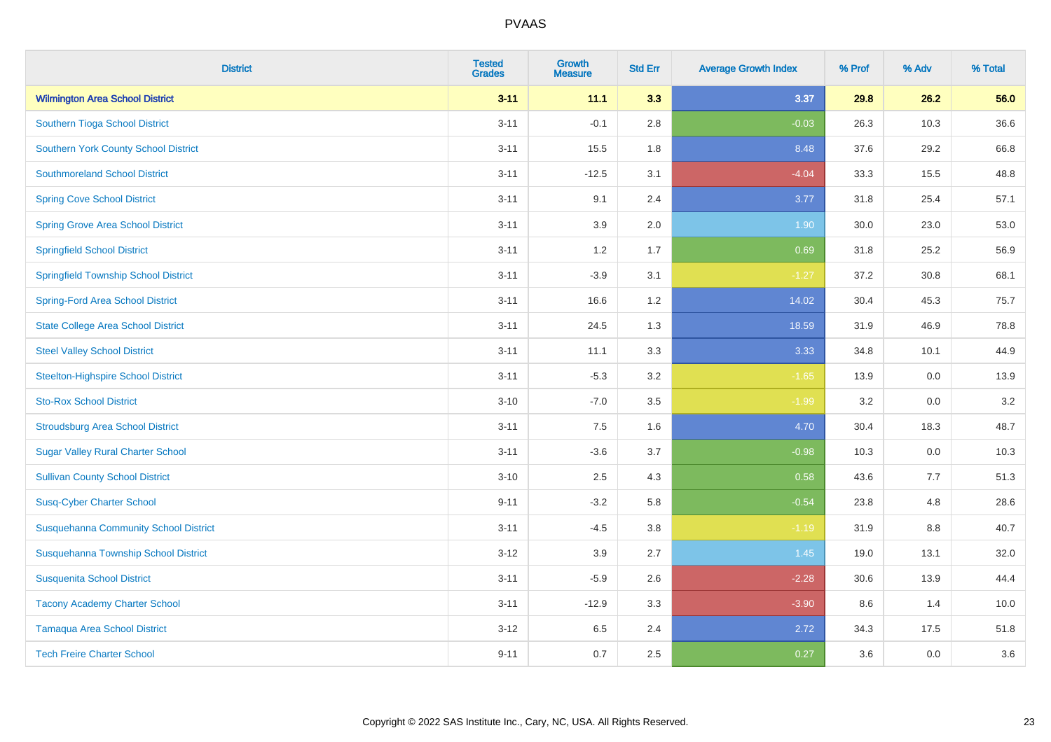| District | Tested Grades | Growth Measure | Std Err | Average Growth Index | % Prof | % Adv | % Total |
|---|---|---|---|---|---|---|---|
| **Wilmington Area School District** | **3-11** | **11.1** | **3.3** | **3.37** | **29.8** | **26.2** | **56.0** |
| Southern Tioga School District | 3-11 | -0.1 | 2.8 | -0.03 | 26.3 | 10.3 | 36.6 |
| Southern York County School District | 3-11 | 15.5 | 1.8 | 8.48 | 37.6 | 29.2 | 66.8 |
| Southmoreland School District | 3-11 | -12.5 | 3.1 | -4.04 | 33.3 | 15.5 | 48.8 |
| Spring Cove School District | 3-11 | 9.1 | 2.4 | 3.77 | 31.8 | 25.4 | 57.1 |
| Spring Grove Area School District | 3-11 | 3.9 | 2.0 | 1.90 | 30.0 | 23.0 | 53.0 |
| Springfield School District | 3-11 | 1.2 | 1.7 | 0.69 | 31.8 | 25.2 | 56.9 |
| Springfield Township School District | 3-11 | -3.9 | 3.1 | -1.27 | 37.2 | 30.8 | 68.1 |
| Spring-Ford Area School District | 3-11 | 16.6 | 1.2 | 14.02 | 30.4 | 45.3 | 75.7 |
| State College Area School District | 3-11 | 24.5 | 1.3 | 18.59 | 31.9 | 46.9 | 78.8 |
| Steel Valley School District | 3-11 | 11.1 | 3.3 | 3.33 | 34.8 | 10.1 | 44.9 |
| Steelton-Highspire School District | 3-11 | -5.3 | 3.2 | -1.65 | 13.9 | 0.0 | 13.9 |
| Sto-Rox School District | 3-10 | -7.0 | 3.5 | -1.99 | 3.2 | 0.0 | 3.2 |
| Stroudsburg Area School District | 3-11 | 7.5 | 1.6 | 4.70 | 30.4 | 18.3 | 48.7 |
| Sugar Valley Rural Charter School | 3-11 | -3.6 | 3.7 | -0.98 | 10.3 | 0.0 | 10.3 |
| Sullivan County School District | 3-10 | 2.5 | 4.3 | 0.58 | 43.6 | 7.7 | 51.3 |
| Susq-Cyber Charter School | 9-11 | -3.2 | 5.8 | -0.54 | 23.8 | 4.8 | 28.6 |
| Susquehanna Community School District | 3-11 | -4.5 | 3.8 | -1.19 | 31.9 | 8.8 | 40.7 |
| Susquehanna Township School District | 3-12 | 3.9 | 2.7 | 1.45 | 19.0 | 13.1 | 32.0 |
| Susquenita School District | 3-11 | -5.9 | 2.6 | -2.28 | 30.6 | 13.9 | 44.4 |
| Tacony Academy Charter School | 3-11 | -12.9 | 3.3 | -3.90 | 8.6 | 1.4 | 10.0 |
| Tamaqua Area School District | 3-12 | 6.5 | 2.4 | 2.72 | 34.3 | 17.5 | 51.8 |
| Tech Freire Charter School | 9-11 | 0.7 | 2.5 | 0.27 | 3.6 | 0.0 | 3.6 |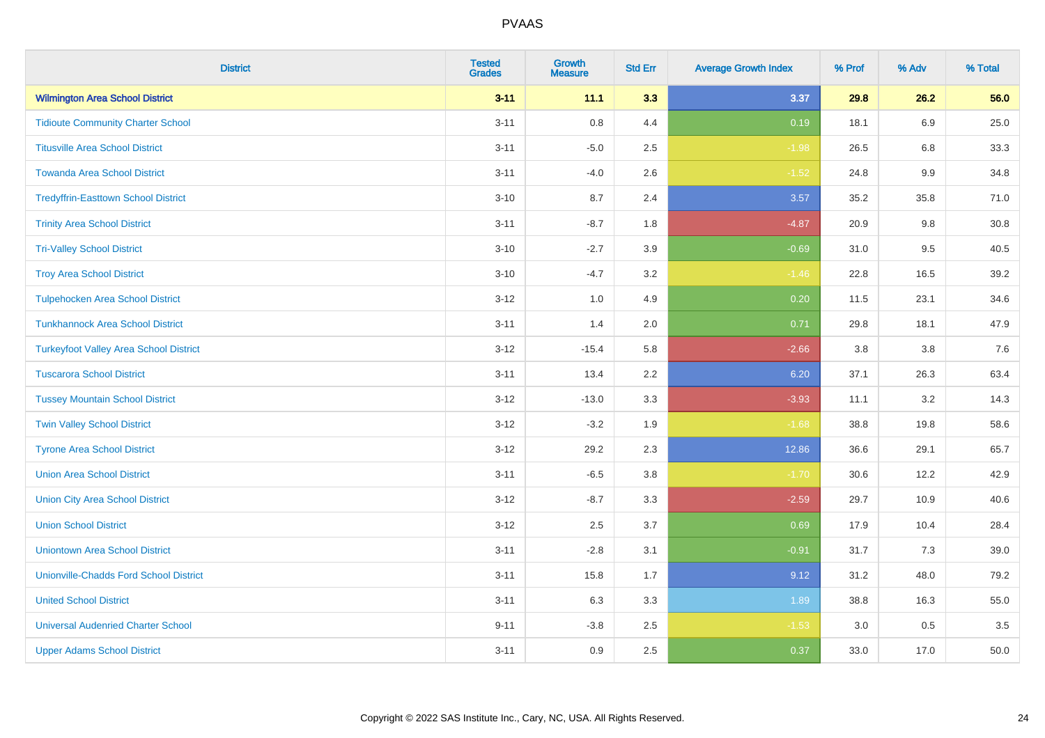# PVAAS

| District | Tested Grades | Growth Measure | Std Err | Average Growth Index | % Prof | % Adv | % Total |
|---|---|---|---|---|---|---|---|
| **Wilmington Area School District** | **3-11** | **11.1** | **3.3** | **3.37** | **29.8** | **26.2** | **56.0** |
| Tidioute Community Charter School | 3-11 | 0.8 | 4.4 | 0.19 | 18.1 | 6.9 | 25.0 |
| Titusville Area School District | 3-11 | -5.0 | 2.5 | -1.98 | 26.5 | 6.8 | 33.3 |
| Towanda Area School District | 3-11 | -4.0 | 2.6 | -1.52 | 24.8 | 9.9 | 34.8 |
| Tredyffrin-Easttown School District | 3-10 | 8.7 | 2.4 | 3.57 | 35.2 | 35.8 | 71.0 |
| Trinity Area School District | 3-11 | -8.7 | 1.8 | -4.87 | 20.9 | 9.8 | 30.8 |
| Tri-Valley School District | 3-10 | -2.7 | 3.9 | -0.69 | 31.0 | 9.5 | 40.5 |
| Troy Area School District | 3-10 | -4.7 | 3.2 | -1.46 | 22.8 | 16.5 | 39.2 |
| Tulpehocken Area School District | 3-12 | 1.0 | 4.9 | 0.20 | 11.5 | 23.1 | 34.6 |
| Tunkhannock Area School District | 3-11 | 1.4 | 2.0 | 0.71 | 29.8 | 18.1 | 47.9 |
| Turkeyfoot Valley Area School District | 3-12 | -15.4 | 5.8 | -2.66 | 3.8 | 3.8 | 7.6 |
| Tuscarora School District | 3-11 | 13.4 | 2.2 | 6.20 | 37.1 | 26.3 | 63.4 |
| Tussey Mountain School District | 3-12 | -13.0 | 3.3 | -3.93 | 11.1 | 3.2 | 14.3 |
| Twin Valley School District | 3-12 | -3.2 | 1.9 | -1.68 | 38.8 | 19.8 | 58.6 |
| Tyrone Area School District | 3-12 | 29.2 | 2.3 | 12.86 | 36.6 | 29.1 | 65.7 |
| Union Area School District | 3-11 | -6.5 | 3.8 | -1.70 | 30.6 | 12.2 | 42.9 |
| Union City Area School District | 3-12 | -8.7 | 3.3 | -2.59 | 29.7 | 10.9 | 40.6 |
| Union School District | 3-12 | 2.5 | 3.7 | 0.69 | 17.9 | 10.4 | 28.4 |
| Uniontown Area School District | 3-11 | -2.8 | 3.1 | -0.91 | 31.7 | 7.3 | 39.0 |
| Unionville-Chadds Ford School District | 3-11 | 15.8 | 1.7 | 9.12 | 31.2 | 48.0 | 79.2 |
| United School District | 3-11 | 6.3 | 3.3 | 1.89 | 38.8 | 16.3 | 55.0 |
| Universal Audenried Charter School | 9-11 | -3.8 | 2.5 | -1.53 | 3.0 | 0.5 | 3.5 |
| Upper Adams School District | 3-11 | 0.9 | 2.5 | 0.37 | 33.0 | 17.0 | 50.0 |

Copyright © 2022 SAS Institute Inc., Cary, NC, USA. All Rights Reserved.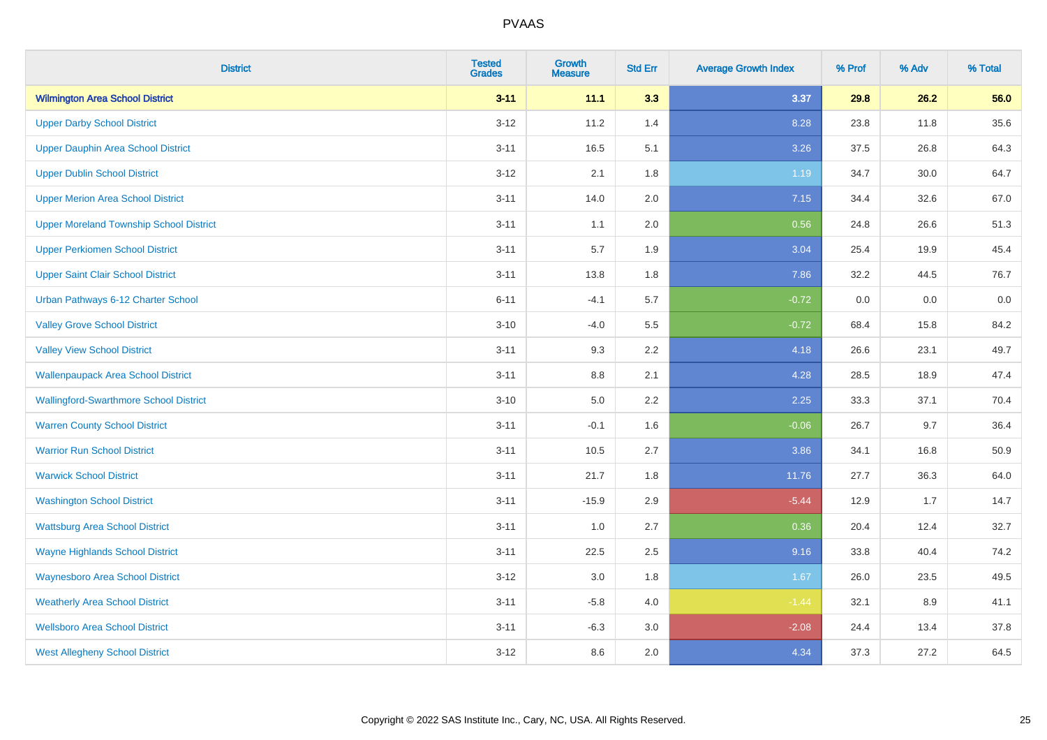| District | Tested Grades | Growth Measure | Std Err | Average Growth Index | % Prof | % Adv | % Total |
|---|---|---|---|---|---|---|---|
| **Wilmington Area School District** | **3-11** | **11.1** | **3.3** | **3.37** | **29.8** | **26.2** | **56.0** |
| Upper Darby School District | 3-12 | 11.2 | 1.4 | 8.28 | 23.8 | 11.8 | 35.6 |
| Upper Dauphin Area School District | 3-11 | 16.5 | 5.1 | 3.26 | 37.5 | 26.8 | 64.3 |
| Upper Dublin School District | 3-12 | 2.1 | 1.8 | 1.19 | 34.7 | 30.0 | 64.7 |
| Upper Merion Area School District | 3-11 | 14.0 | 2.0 | 7.15 | 34.4 | 32.6 | 67.0 |
| Upper Moreland Township School District | 3-11 | 1.1 | 2.0 | 0.56 | 24.8 | 26.6 | 51.3 |
| Upper Perkiomen School District | 3-11 | 5.7 | 1.9 | 3.04 | 25.4 | 19.9 | 45.4 |
| Upper Saint Clair School District | 3-11 | 13.8 | 1.8 | 7.86 | 32.2 | 44.5 | 76.7 |
| Urban Pathways 6-12 Charter School | 6-11 | -4.1 | 5.7 | -0.72 | 0.0 | 0.0 | 0.0 |
| Valley Grove School District | 3-10 | -4.0 | 5.5 | -0.72 | 68.4 | 15.8 | 84.2 |
| Valley View School District | 3-11 | 9.3 | 2.2 | 4.18 | 26.6 | 23.1 | 49.7 |
| Wallenpaupack Area School District | 3-11 | 8.8 | 2.1 | 4.28 | 28.5 | 18.9 | 47.4 |
| Wallingford-Swarthmore School District | 3-10 | 5.0 | 2.2 | 2.25 | 33.3 | 37.1 | 70.4 |
| Warren County School District | 3-11 | -0.1 | 1.6 | -0.06 | 26.7 | 9.7 | 36.4 |
| Warrior Run School District | 3-11 | 10.5 | 2.7 | 3.86 | 34.1 | 16.8 | 50.9 |
| Warwick School District | 3-11 | 21.7 | 1.8 | 11.76 | 27.7 | 36.3 | 64.0 |
| Washington School District | 3-11 | -15.9 | 2.9 | -5.44 | 12.9 | 1.7 | 14.7 |
| Wattsburg Area School District | 3-11 | 1.0 | 2.7 | 0.36 | 20.4 | 12.4 | 32.7 |
| Wayne Highlands School District | 3-11 | 22.5 | 2.5 | 9.16 | 33.8 | 40.4 | 74.2 |
| Waynesboro Area School District | 3-12 | 3.0 | 1.8 | 1.67 | 26.0 | 23.5 | 49.5 |
| Weatherly Area School District | 3-11 | -5.8 | 4.0 | -1.44 | 32.1 | 8.9 | 41.1 |
| Wellsboro Area School District | 3-11 | -6.3 | 3.0 | -2.08 | 24.4 | 13.4 | 37.8 |
| West Allegheny School District | 3-12 | 8.6 | 2.0 | 4.34 | 37.3 | 27.2 | 64.5 |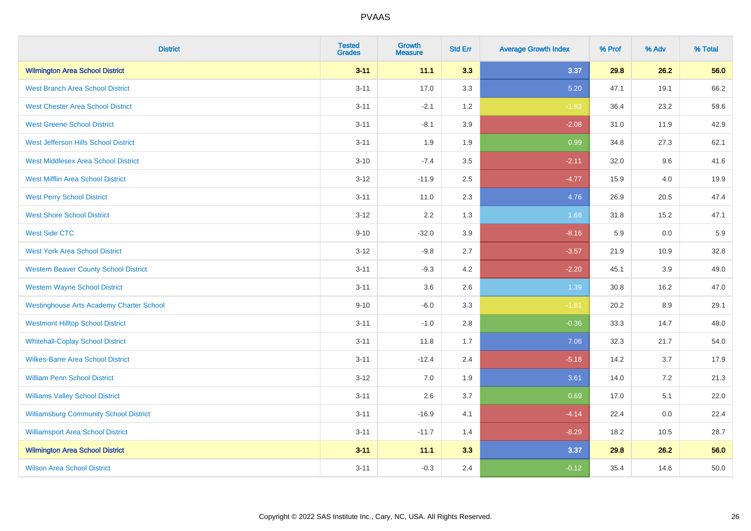| District | Tested Grades | Growth Measure | Std Err | Average Growth Index | % Prof | % Adv | % Total |
|---|---|---|---|---|---|---|---|
| **Wilmington Area School District** | **3-11** | **11.1** | **3.3** | **3.37** | **29.8** | **26.2** | **56.0** |
| West Branch Area School District | 3-11 | 17.0 | 3.3 | 5.20 | 47.1 | 19.1 | 66.2 |
| West Chester Area School District | 3-11 | -2.1 | 1.2 | -1.83 | 36.4 | 23.2 | 59.6 |
| West Greene School District | 3-11 | -8.1 | 3.9 | -2.08 | 31.0 | 11.9 | 42.9 |
| West Jefferson Hills School District | 3-11 | 1.9 | 1.9 | 0.99 | 34.8 | 27.3 | 62.1 |
| West Middlesex Area School District | 3-10 | -7.4 | 3.5 | -2.11 | 32.0 | 9.6 | 41.6 |
| West Mifflin Area School District | 3-12 | -11.9 | 2.5 | -4.77 | 15.9 | 4.0 | 19.9 |
| West Perry School District | 3-11 | 11.0 | 2.3 | 4.76 | 26.9 | 20.5 | 47.4 |
| West Shore School District | 3-12 | 2.2 | 1.3 | 1.68 | 31.8 | 15.2 | 47.1 |
| West Side CTC | 9-10 | -32.0 | 3.9 | -8.16 | 5.9 | 0.0 | 5.9 |
| West York Area School District | 3-12 | -9.8 | 2.7 | -3.57 | 21.9 | 10.9 | 32.8 |
| Western Beaver County School District | 3-11 | -9.3 | 4.2 | -2.20 | 45.1 | 3.9 | 49.0 |
| Western Wayne School District | 3-11 | 3.6 | 2.6 | 1.39 | 30.8 | 16.2 | 47.0 |
| Westinghouse Arts Academy Charter School | 9-10 | -6.0 | 3.3 | -1.81 | 20.2 | 8.9 | 29.1 |
| Westmont Hilltop School District | 3-11 | -1.0 | 2.8 | -0.36 | 33.3 | 14.7 | 48.0 |
| Whitehall-Coplay School District | 3-11 | 11.8 | 1.7 | 7.06 | 32.3 | 21.7 | 54.0 |
| Wilkes-Barre Area School District | 3-11 | -12.4 | 2.4 | -5.18 | 14.2 | 3.7 | 17.9 |
| William Penn School District | 3-12 | 7.0 | 1.9 | 3.61 | 14.0 | 7.2 | 21.3 |
| Williams Valley School District | 3-11 | 2.6 | 3.7 | 0.69 | 17.0 | 5.1 | 22.0 |
| Williamsburg Community School District | 3-11 | -16.9 | 4.1 | -4.14 | 22.4 | 0.0 | 22.4 |
| Williamsport Area School District | 3-11 | -11.7 | 1.4 | -8.29 | 18.2 | 10.5 | 28.7 |
| **Wilmington Area School District** | **3-11** | **11.1** | **3.3** | **3.37** | **29.8** | **26.2** | **56.0** |
| Wilson Area School District | 3-11 | -0.3 | 2.4 | -0.12 | 35.4 | 14.6 | 50.0 |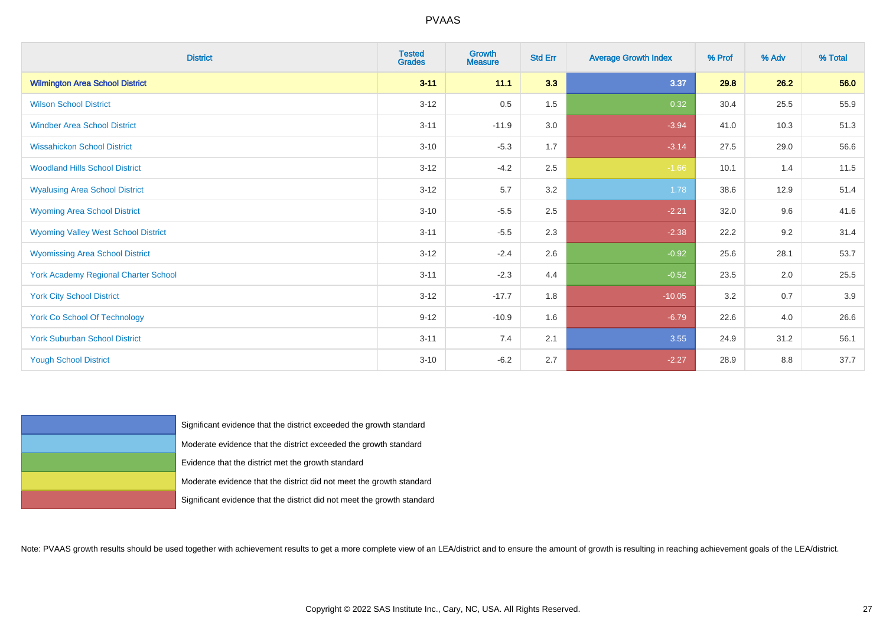# PVAAS

| District | Tested Grades | Growth Measure | Std Err | Average Growth Index | % Prof | % Adv | % Total |
|---|---|---|---|---|---|---|---|
| **Wilmington Area School District** | **3-11** | **11.1** | **3.3** | **3.37** | **29.8** | **26.2** | **56.0** |
| Wilson School District | 3-12 | 0.5 | 1.5 | 0.32 | 30.4 | 25.5 | 55.9 |
| Windber Area School District | 3-11 | -11.9 | 3.0 | -3.94 | 41.0 | 10.3 | 51.3 |
| Wissahickon School District | 3-10 | -5.3 | 1.7 | -3.14 | 27.5 | 29.0 | 56.6 |
| Woodland Hills School District | 3-12 | -4.2 | 2.5 | -1.66 | 10.1 | 1.4 | 11.5 |
| Wyalusing Area School District | 3-12 | 5.7 | 3.2 | 1.78 | 38.6 | 12.9 | 51.4 |
| Wyoming Area School District | 3-10 | -5.5 | 2.5 | -2.21 | 32.0 | 9.6 | 41.6 |
| Wyoming Valley West School District | 3-11 | -5.5 | 2.3 | -2.38 | 22.2 | 9.2 | 31.4 |
| Wyomissing Area School District | 3-12 | -2.4 | 2.6 | -0.92 | 25.6 | 28.1 | 53.7 |
| York Academy Regional Charter School | 3-11 | -2.3 | 4.4 | -0.52 | 23.5 | 2.0 | 25.5 |
| York City School District | 3-12 | -17.7 | 1.8 | -10.05 | 3.2 | 0.7 | 3.9 |
| York Co School Of Technology | 9-12 | -10.9 | 1.6 | -6.79 | 22.6 | 4.0 | 26.6 |
| York Suburban School District | 3-11 | 7.4 | 2.1 | 3.55 | 24.9 | 31.2 | 56.1 |
| Yough School District | 3-10 | -6.2 | 2.7 | -2.27 | 28.9 | 8.8 | 37.7 |

Significant evidence that the district exceeded the growth standard

Moderate evidence that the district exceeded the growth standard

Evidence that the district met the growth standard

Moderate evidence that the district did not meet the growth standard

Significant evidence that the district did not meet the growth standard

Note: PVAAS growth results should be used together with achievement results to get a more complete view of an LEA/district and to ensure the amount of growth is resulting in reaching achievement goals of the LEA/district.

Copyright © 2022 SAS Institute Inc., Cary, NC, USA. All Rights Reserved.